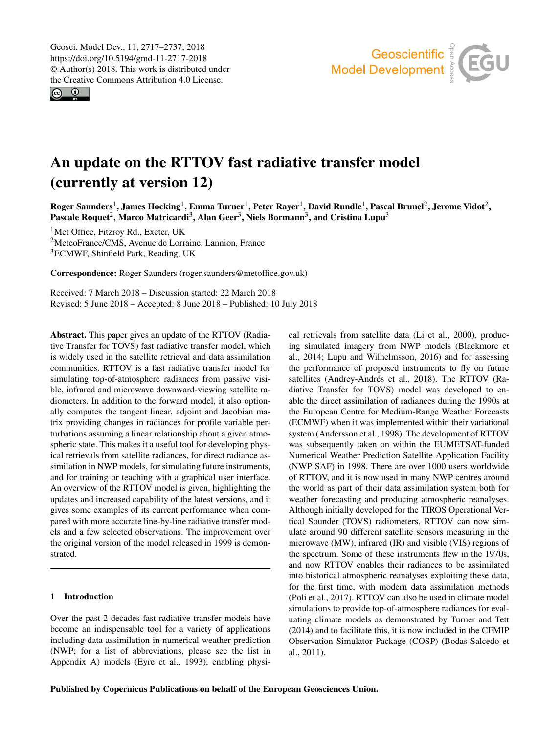# An update on the RTTOV fast radiative transfer model (currently at version 12)

**Roger Saunders[1], James Hocking[1], Emma Turner[1], Peter Rayer[1], David Rundle[1], Pascal Brunel[2], Jerome Vidot[2], Pascale Roquet[2], Marco Matricardi[3], Alan Geer[3], Niels Bormann[3], and Cristina Lupu[3]**

[1]Met Office, Fitzroy Rd., Exeter, UK
[2]MeteoFrance/CMS, Avenue de Lorraine, Lannion, France
[3]ECMWF, Shinfield Park, Reading, UK

**Correspondence:** Roger Saunders (roger.saunders@metoffice.gov.uk)

Received: 7 March 2018 – Discussion started: 22 March 2018
Revised: 5 June 2018 – Accepted: 8 June 2018 – Published: 10 July 2018

**Abstract.** This paper gives an update of the RTTOV (Radiative Transfer for TOVS) fast radiative transfer model, which is widely used in the satellite retrieval and data assimilation communities. RTTOV is a fast radiative transfer model for simulating top-of-atmosphere radiances from passive visible, infrared and microwave downward-viewing satellite radiometers. In addition to the forward model, it also optionally computes the tangent linear, adjoint and Jacobian matrix providing changes in radiances for profile variable perturbations assuming a linear relationship about a given atmospheric state. This makes it a useful tool for developing physical retrievals from satellite radiances, for direct radiance assimilation in NWP models, for simulating future instruments, and for training or teaching with a graphical user interface. An overview of the RTTOV model is given, highlighting the updates and increased capability of the latest versions, and it gives some examples of its current performance when compared with more accurate line-by-line radiative transfer models and a few selected observations. The improvement over the original version of the model released in 1999 is demonstrated.

## 1 Introduction

Over the past 2 decades fast radiative transfer models have become an indispensable tool for a variety of applications including data assimilation in numerical weather prediction (NWP; for a list of abbreviations, please see the list in Appendix A) models (Eyre et al., 1993), enabling physical retrievals from satellite data (Li et al., 2000), producing simulated imagery from NWP models (Blackmore et al., 2014; Lupu and Wilhelmsson, 2016) and for assessing the performance of proposed instruments to fly on future satellites (Andrey-Andrés et al., 2018). The RTTOV (Radiative Transfer for TOVS) model was developed to enable the direct assimilation of radiances during the 1990s at the European Centre for Medium-Range Weather Forecasts (ECMWF) when it was implemented within their variational system (Andersson et al., 1998). The development of RTTOV was subsequently taken on within the EUMETSAT-funded Numerical Weather Prediction Satellite Application Facility (NWP SAF) in 1998. There are over 1000 users worldwide of RTTOV, and it is now used in many NWP centres around the world as part of their data assimilation system both for weather forecasting and producing atmospheric reanalyses. Although initially developed for the TIROS Operational Vertical Sounder (TOVS) radiometers, RTTOV can now simulate around 90 different satellite sensors measuring in the microwave (MW), infrared (IR) and visible (VIS) regions of the spectrum. Some of these instruments flew in the 1970s, and now RTTOV enables their radiances to be assimilated into historical atmospheric reanalyses exploiting these data, for the first time, with modern data assimilation methods (Poli et al., 2017). RTTOV can also be used in climate model simulations to provide top-of-atmosphere radiances for evaluating climate models as demonstrated by Turner and Tett (2014) and to facilitate this, it is now included in the CFMIP Observation Simulator Package (COSP) (Bodas-Salcedo et al., 2011).

**Published by Copernicus Publications on behalf of the European Geosciences Union.**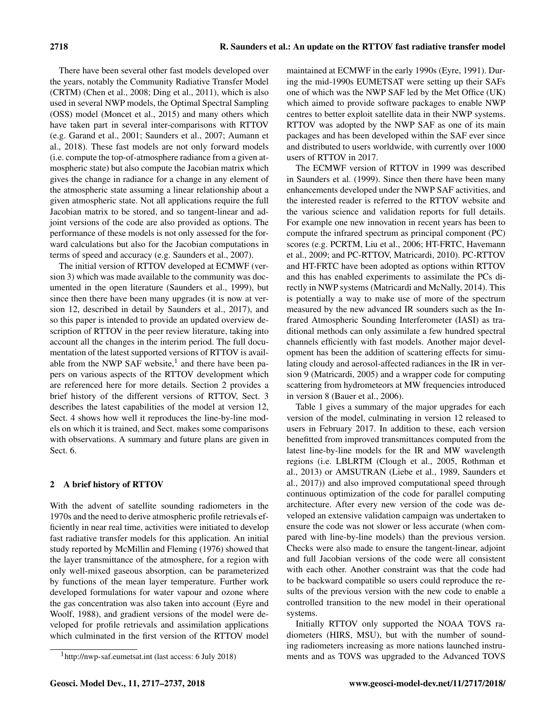There have been several other fast models developed over the years, notably the Community Radiative Transfer Model (CRTM) (Chen et al., 2008; Ding et al., 2011), which is also used in several NWP models, the Optimal Spectral Sampling (OSS) model (Moncet et al., 2015) and many others which have taken part in several inter-comparisons with RTTOV (e.g. Garand et al., 2001; Saunders et al., 2007; Aumann et al., 2018). These fast models are not only forward models (i.e. compute the top-of-atmosphere radiance from a given atmospheric state) but also compute the Jacobian matrix which gives the change in radiance for a change in any element of the atmospheric state assuming a linear relationship about a given atmospheric state. Not all applications require the full Jacobian matrix to be stored, and so tangent-linear and adjoint versions of the code are also provided as options. The performance of these models is not only assessed for the forward calculations but also for the Jacobian computations in terms of speed and accuracy (e.g. Saunders et al., 2007).

The initial version of RTTOV developed at ECMWF (version 3) which was made available to the community was documented in the open literature (Saunders et al., 1999), but since then there have been many upgrades (it is now at version 12, described in detail by Saunders et al., 2017), and so this paper is intended to provide an updated overview description of RTTOV in the peer review literature, taking into account all the changes in the interim period. The full documentation of the latest supported versions of RTTOV is available from the NWP SAF website,[1] and there have been papers on various aspects of the RTTOV development which are referenced here for more details. Section 2 provides a brief history of the different versions of RTTOV, Sect. 3 describes the latest capabilities of the model at version 12, Sect. 4 shows how well it reproduces the line-by-line models on which it is trained, and Sect. makes some comparisons with observations. A summary and future plans are given in Sect. 6.

## 2 A brief history of RTTOV

With the advent of satellite sounding radiometers in the 1970s and the need to derive atmospheric profile retrievals efficiently in near real time, activities were initiated to develop fast radiative transfer models for this application. An initial study reported by McMillin and Fleming (1976) showed that the layer transmittance of the atmosphere, for a region with only well-mixed gaseous absorption, can be parameterized by functions of the mean layer temperature. Further work developed formulations for water vapour and ozone where the gas concentration was also taken into account (Eyre and Woolf, 1988), and gradient versions of the model were developed for profile retrievals and assimilation applications which culminated in the first version of the RTTOV model maintained at ECMWF in the early 1990s (Eyre, 1991). During the mid-1990s EUMETSAT were setting up their SAFs one of which was the NWP SAF led by the Met Office (UK) which aimed to provide software packages to enable NWP centres to better exploit satellite data in their NWP systems. RTTOV was adopted by the NWP SAF as one of its main packages and has been developed within the SAF ever since and distributed to users worldwide, with currently over 1000 users of RTTOV in 2017.

The ECMWF version of RTTOV in 1999 was described in Saunders et al. (1999). Since then there have been many enhancements developed under the NWP SAF activities, and the interested reader is referred to the RTTOV website and the various science and validation reports for full details. For example one new innovation in recent years has been to compute the infrared spectrum as principal component (PC) scores (e.g. PCRTM, Liu et al., 2006; HT-FRTC, Havemann et al., 2009; and PC-RTTOV, Matricardi, 2010). PC-RTTOV and HT-FRTC have been adopted as options within RTTOV and this has enabled experiments to assimilate the PCs directly in NWP systems (Matricardi and McNally, 2014). This is potentially a way to make use of more of the spectrum measured by the new advanced IR sounders such as the Infrared Atmospheric Sounding Interferometer (IASI) as traditional methods can only assimilate a few hundred spectral channels efficiently with fast models. Another major development has been the addition of scattering effects for simulating cloudy and aerosol-affected radiances in the IR in version 9 (Matricardi, 2005) and a wrapper code for computing scattering from hydrometeors at MW frequencies introduced in version 8 (Bauer et al., 2006).

Table 1 gives a summary of the major upgrades for each version of the model, culminating in version 12 released to users in February 2017. In addition to these, each version benefitted from improved transmittances computed from the latest line-by-line models for the IR and MW wavelength regions (i.e. LBLRTM (Clough et al., 2005, Rothman et al., 2013) or AMSUTRAN (Liebe et al., 1989, Saunders et al., 2017)) and also improved computational speed through continuous optimization of the code for parallel computing architecture. After every new version of the code was developed an extensive validation campaign was undertaken to ensure the code was not slower or less accurate (when compared with line-by-line models) than the previous version. Checks were also made to ensure the tangent-linear, adjoint and full Jacobian versions of the code were all consistent with each other. Another constraint was that the code had to be backward compatible so users could reproduce the results of the previous version with the new code to enable a controlled transition to the new model in their operational systems.

Initially RTTOV only supported the NOAA TOVS radiometers (HIRS, MSU), but with the number of sounding radiometers increasing as more nations launched instruments and as TOVS was upgraded to the Advanced TOVS

[1] http://nwp-saf.eumetsat.int (last access: 6 July 2018)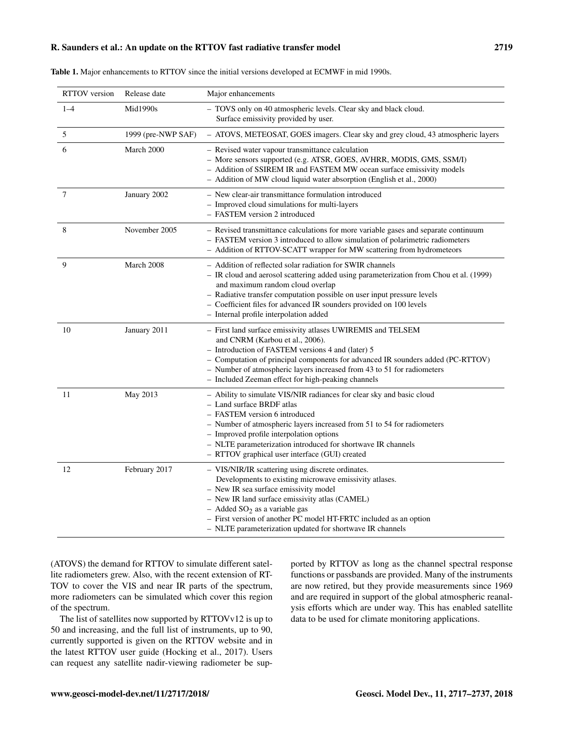**Table 1.** Major enhancements to RTTOV since the initial versions developed at ECMWF in mid 1990s.

| RTTOV version | Release date | Major enhancements |
|---|---|---|
| 1–4 | Mid1990s | – TOVS only on 40 atmospheric levels. Clear sky and black cloud. Surface emissivity provided by user. |
| 5 | 1999 (pre-NWP SAF) | – ATOVS, METEOSAT, GOES imagers. Clear sky and grey cloud, 43 atmospheric layers |
| 6 | March 2000 | – Revised water vapour transmittance calculation<br>– More sensors supported (e.g. ATSR, GOES, AVHRR, MODIS, GMS, SSM/I)<br>– Addition of SSIREM IR and FASTEM MW ocean surface emissivity models<br>– Addition of MW cloud liquid water absorption (English et al., 2000) |
| 7 | January 2002 | – New clear-air transmittance formulation introduced<br>– Improved cloud simulations for multi-layers<br>– FASTEM version 2 introduced |
| 8 | November 2005 | – Revised transmittance calculations for more variable gases and separate continuum<br>– FASTEM version 3 introduced to allow simulation of polarimetric radiometers<br>– Addition of RTTOV-SCATT wrapper for MW scattering from hydrometeors |
| 9 | March 2008 | – Addition of reflected solar radiation for SWIR channels<br>– IR cloud and aerosol scattering added using parameterization from Chou et al. (1999) and maximum random cloud overlap<br>– Radiative transfer computation possible on user input pressure levels<br>– Coefficient files for advanced IR sounders provided on 100 levels<br>– Internal profile interpolation added |
| 10 | January 2011 | – First land surface emissivity atlases UWIREMIS and TELSEM and CNRM (Karbou et al., 2006).<br>– Introduction of FASTEM versions 4 and (later) 5<br>– Computation of principal components for advanced IR sounders added (PC-RTTOV)<br>– Number of atmospheric layers increased from 43 to 51 for radiometers<br>– Included Zeeman effect for high-peaking channels |
| 11 | May 2013 | – Ability to simulate VIS/NIR radiances for clear sky and basic cloud<br>– Land surface BRDF atlas<br>– FASTEM version 6 introduced<br>– Number of atmospheric layers increased from 51 to 54 for radiometers<br>– Improved profile interpolation options<br>– NLTE parameterization introduced for shortwave IR channels<br>– RTTOV graphical user interface (GUI) created |
| 12 | February 2017 | – VIS/NIR/IR scattering using discrete ordinates. Developments to existing microwave emissivity atlases.<br>– New IR sea surface emissivity model<br>– New IR land surface emissivity atlas (CAMEL)<br>– Added $SO_2$ as a variable gas<br>– First version of another PC model HT-FRTC included as an option<br>– NLTE parameterization updated for shortwave IR channels |

(ATOVS) the demand for RTTOV to simulate different satellite radiometers grew. Also, with the recent extension of RTTOV to cover the VIS and near IR parts of the spectrum, more radiometers can be simulated which cover this region of the spectrum.

The list of satellites now supported by RTTOVv12 is up to 50 and increasing, and the full list of instruments, up to 90, currently supported is given on the RTTOV website and in the latest RTTOV user guide (Hocking et al., 2017). Users can request any satellite nadir-viewing radiometer be supported by RTTOV as long as the channel spectral response functions or passbands are provided. Many of the instruments are now retired, but they provide measurements since 1969 and are required in support of the global atmospheric reanalysis efforts which are under way. This has enabled satellite data to be used for climate monitoring applications.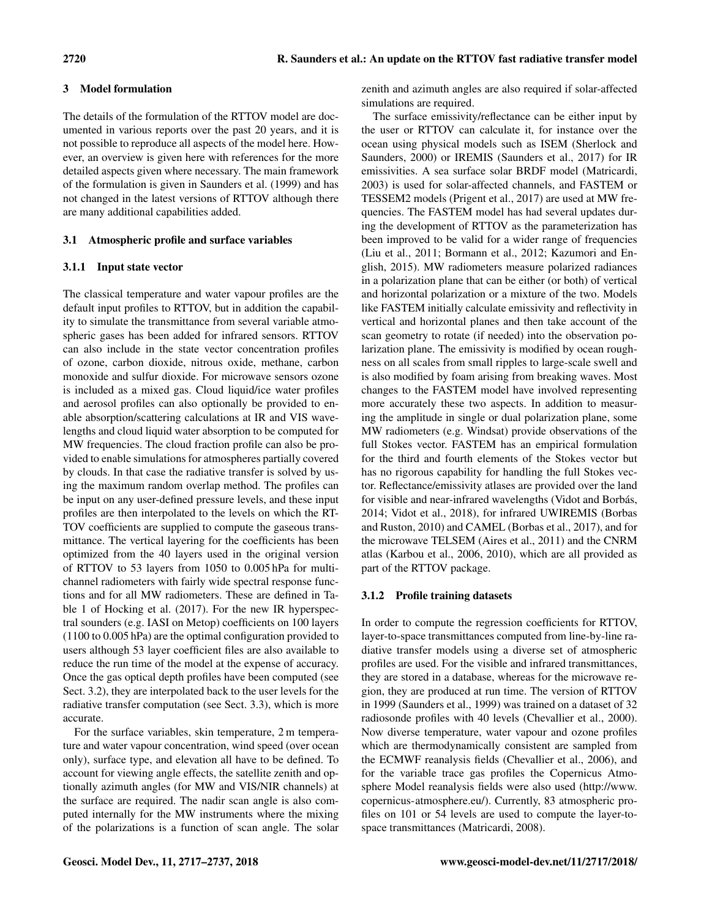## 3 Model formulation

The details of the formulation of the RTTOV model are documented in various reports over the past 20 years, and it is not possible to reproduce all aspects of the model here. However, an overview is given here with references for the more detailed aspects given where necessary. The main framework of the formulation is given in Saunders et al. (1999) and has not changed in the latest versions of RTTOV although there are many additional capabilities added.

### 3.1 Atmospheric profile and surface variables

#### 3.1.1 Input state vector

The classical temperature and water vapour profiles are the default input profiles to RTTOV, but in addition the capability to simulate the transmittance from several variable atmospheric gases has been added for infrared sensors. RTTOV can also include in the state vector concentration profiles of ozone, carbon dioxide, nitrous oxide, methane, carbon monoxide and sulfur dioxide. For microwave sensors ozone is included as a mixed gas. Cloud liquid/ice water profiles and aerosol profiles can also optionally be provided to enable absorption/scattering calculations at IR and VIS wavelengths and cloud liquid water absorption to be computed for MW frequencies. The cloud fraction profile can also be provided to enable simulations for atmospheres partially covered by clouds. In that case the radiative transfer is solved by using the maximum random overlap method. The profiles can be input on any user-defined pressure levels, and these input profiles are then interpolated to the levels on which the RTTOV coefficients are supplied to compute the gaseous transmittance. The vertical layering for the coefficients has been optimized from the 40 layers used in the original version of RTTOV to 53 layers from 1050 to 0.005 hPa for multi-channel radiometers with fairly wide spectral response functions and for all MW radiometers. These are defined in Table 1 of Hocking et al. (2017). For the new IR hyperspectral sounders (e.g. IASI on Metop) coefficients on 100 layers (1100 to 0.005 hPa) are the optimal configuration provided to users although 53 layer coefficient files are also available to reduce the run time of the model at the expense of accuracy. Once the gas optical depth profiles have been computed (see Sect. 3.2), they are interpolated back to the user levels for the radiative transfer computation (see Sect. 3.3), which is more accurate.

For the surface variables, skin temperature, 2 m temperature and water vapour concentration, wind speed (over ocean only), surface type, and elevation all have to be defined. To account for viewing angle effects, the satellite zenith and optionally azimuth angles (for MW and VIS/NIR channels) at the surface are required. The nadir scan angle is also computed internally for the MW instruments where the mixing of the polarizations is a function of scan angle. The solar zenith and azimuth angles are also required if solar-affected simulations are required.

The surface emissivity/reflectance can be either input by the user or RTTOV can calculate it, for instance over the ocean using physical models such as ISEM (Sherlock and Saunders, 2000) or IREMIS (Saunders et al., 2017) for IR emissivities. A sea surface solar BRDF model (Matricardi, 2003) is used for solar-affected channels, and FASTEM or TESSEM2 models (Prigent et al., 2017) are used at MW frequencies. The FASTEM model has had several updates during the development of RTTOV as the parameterization has been improved to be valid for a wider range of frequencies (Liu et al., 2011; Bormann et al., 2012; Kazumori and English, 2015). MW radiometers measure polarized radiances in a polarization plane that can be either (or both) of vertical and horizontal polarization or a mixture of the two. Models like FASTEM initially calculate emissivity and reflectivity in vertical and horizontal planes and then take account of the scan geometry to rotate (if needed) into the observation polarization plane. The emissivity is modified by ocean roughness on all scales from small ripples to large-scale swell and is also modified by foam arising from breaking waves. Most changes to the FASTEM model have involved representing more accurately these two aspects. In addition to measuring the amplitude in single or dual polarization plane, some MW radiometers (e.g. Windsat) provide observations of the full Stokes vector. FASTEM has an empirical formulation for the third and fourth elements of the Stokes vector but has no rigorous capability for handling the full Stokes vector. Reflectance/emissivity atlases are provided over the land for visible and near-infrared wavelengths (Vidot and Borbás, 2014; Vidot et al., 2018), for infrared UWIREMIS (Borbas and Ruston, 2010) and CAMEL (Borbas et al., 2017), and for the microwave TELSEM (Aires et al., 2011) and the CNRM atlas (Karbou et al., 2006, 2010), which are all provided as part of the RTTOV package.

#### 3.1.2 Profile training datasets

In order to compute the regression coefficients for RTTOV, layer-to-space transmittances computed from line-by-line radiative transfer models using a diverse set of atmospheric profiles are used. For the visible and infrared transmittances, they are stored in a database, whereas for the microwave region, they are produced at run time. The version of RTTOV in 1999 (Saunders et al., 1999) was trained on a dataset of 32 radiosonde profiles with 40 levels (Chevallier et al., 2000). Now diverse temperature, water vapour and ozone profiles which are thermodynamically consistent are sampled from the ECMWF reanalysis fields (Chevallier et al., 2006), and for the variable trace gas profiles the Copernicus Atmosphere Model reanalysis fields were also used (http://www.copernicus-atmosphere.eu/). Currently, 83 atmospheric profiles on 101 or 54 levels are used to compute the layer-to-space transmittances (Matricardi, 2008).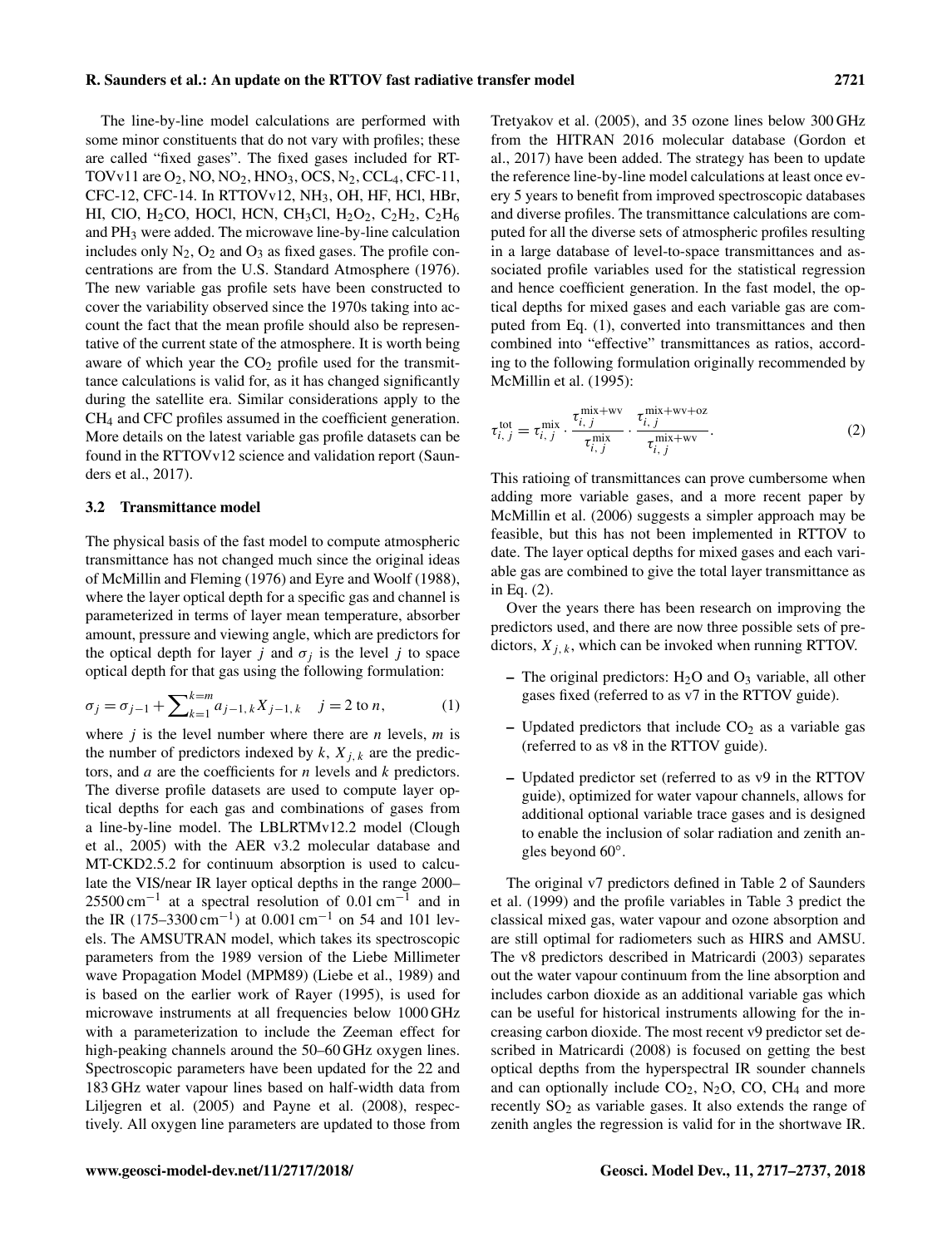The line-by-line model calculations are performed with some minor constituents that do not vary with profiles; these are called "fixed gases". The fixed gases included for RTTOVv11 are $O_2$, NO, $NO_2$, $HNO_3$, OCS, $N_2$, $CCL_4$, CFC-11, CFC-12, CFC-14. In RTTOVv12, $NH_3$, OH, HF, HCl, HBr, HI, ClO, $H_2CO$, HOCl, HCN, $CH_3Cl$, $H_2O_2$, $C_2H_2$, $C_2H_6$ and $PH_3$ were added. The microwave line-by-line calculation includes only $N_2$, $O_2$ and $O_3$ as fixed gases. The profile concentrations are from the U.S. Standard Atmosphere (1976). The new variable gas profile sets have been constructed to cover the variability observed since the 1970s taking into account the fact that the mean profile should also be representative of the current state of the atmosphere. It is worth being aware of which year the $CO_2$ profile used for the transmittance calculations is valid for, as it has changed significantly during the satellite era. Similar considerations apply to the $CH_4$ and CFC profiles assumed in the coefficient generation. More details on the latest variable gas profile datasets can be found in the RTTOVv12 science and validation report (Saunders et al., 2017).

### 3.2 Transmittance model

The physical basis of the fast model to compute atmospheric transmittance has not changed much since the original ideas of McMillin and Fleming (1976) and Eyre and Woolf (1988), where the layer optical depth for a specific gas and channel is parameterized in terms of layer mean temperature, absorber amount, pressure and viewing angle, which are predictors for the optical depth for layer $j$ and $\sigma_j$ is the level $j$ to space optical depth for that gas using the following formulation:

$$\sigma_j = \sigma_{j-1} + \sum\nolimits_{k=1}^{k=m} a_{j-1,k} X_{j-1,k} \quad j = 2 \text{ to } n, \tag{1}$$

where $j$ is the level number where there are $n$ levels, $m$ is the number of predictors indexed by $k$, $X_{j,k}$ are the predictors, and $a$ are the coefficients for $n$ levels and $k$ predictors. The diverse profile datasets are used to compute layer optical depths for each gas and combinations of gases from a line-by-line model. The LBLRTMv12.2 model (Clough et al., 2005) with the AER v3.2 molecular database and MT-CKD2.5.2 for continuum absorption is used to calculate the VIS/near IR layer optical depths in the range 2000–25500 $\text{cm}^{-1}$ at a spectral resolution of 0.01 $\text{cm}^{-1}$ and in the IR (175–3300 $\text{cm}^{-1}$) at 0.001 $\text{cm}^{-1}$ on 54 and 101 levels. The AMSUTRAN model, which takes its spectroscopic parameters from the 1989 version of the Liebe Millimeter wave Propagation Model (MPM89) (Liebe et al., 1989) and is based on the earlier work of Rayer (1995), is used for microwave instruments at all frequencies below 1000 GHz with a parameterization to include the Zeeman effect for high-peaking channels around the 50–60 GHz oxygen lines. Spectroscopic parameters have been updated for the 22 and 183 GHz water vapour lines based on half-width data from Liljegren et al. (2005) and Payne et al. (2008), respectively. All oxygen line parameters are updated to those from Tretyakov et al. (2005), and 35 ozone lines below 300 GHz from the HITRAN 2016 molecular database (Gordon et al., 2017) have been added. The strategy has been to update the reference line-by-line model calculations at least once every 5 years to benefit from improved spectroscopic databases and diverse profiles. The transmittance calculations are computed for all the diverse sets of atmospheric profiles resulting in a large database of level-to-space transmittances and associated profile variables used for the statistical regression and hence coefficient generation. In the fast model, the optical depths for mixed gases and each variable gas are computed from Eq. (1), converted into transmittances and then combined into "effective" transmittances as ratios, according to the following formulation originally recommended by McMillin et al. (1995):

$$\tau_{i,j}^{\text{tot}} = \tau_{i,j}^{\text{mix}} \cdot \frac{\tau_{i,j}^{\text{mix+wv}}}{\tau_{i,j}^{\text{mix}}} \cdot \frac{\tau_{i,j}^{\text{mix+wv+oz}}}{\tau_{i,j}^{\text{mix+wv}}}. \tag{2}$$

This ratioing of transmittances can prove cumbersome when adding more variable gases, and a more recent paper by McMillin et al. (2006) suggests a simpler approach may be feasible, but this has not been implemented in RTTOV to date. The layer optical depths for mixed gases and each variable gas are combined to give the total layer transmittance as in Eq. (2).

Over the years there has been research on improving the predictors used, and there are now three possible sets of predictors, $X_{j,k}$, which can be invoked when running RTTOV.

- The original predictors: $H_2O$ and $O_3$ variable, all other gases fixed (referred to as v7 in the RTTOV guide).
- Updated predictors that include $CO_2$ as a variable gas (referred to as v8 in the RTTOV guide).
- Updated predictor set (referred to as v9 in the RTTOV guide), optimized for water vapour channels, allows for additional optional variable trace gases and is designed to enable the inclusion of solar radiation and zenith angles beyond 60°.

The original v7 predictors defined in Table 2 of Saunders et al. (1999) and the profile variables in Table 3 predict the classical mixed gas, water vapour and ozone absorption and are still optimal for radiometers such as HIRS and AMSU. The v8 predictors described in Matricardi (2003) separates out the water vapour continuum from the line absorption and includes carbon dioxide as an additional variable gas which can be useful for historical instruments allowing for the increasing carbon dioxide. The most recent v9 predictor set described in Matricardi (2008) is focused on getting the best optical depths from the hyperspectral IR sounder channels and can optionally include $CO_2$, $N_2O$, CO, $CH_4$ and more recently $SO_2$ as variable gases. It also extends the range of zenith angles the regression is valid for in the shortwave IR.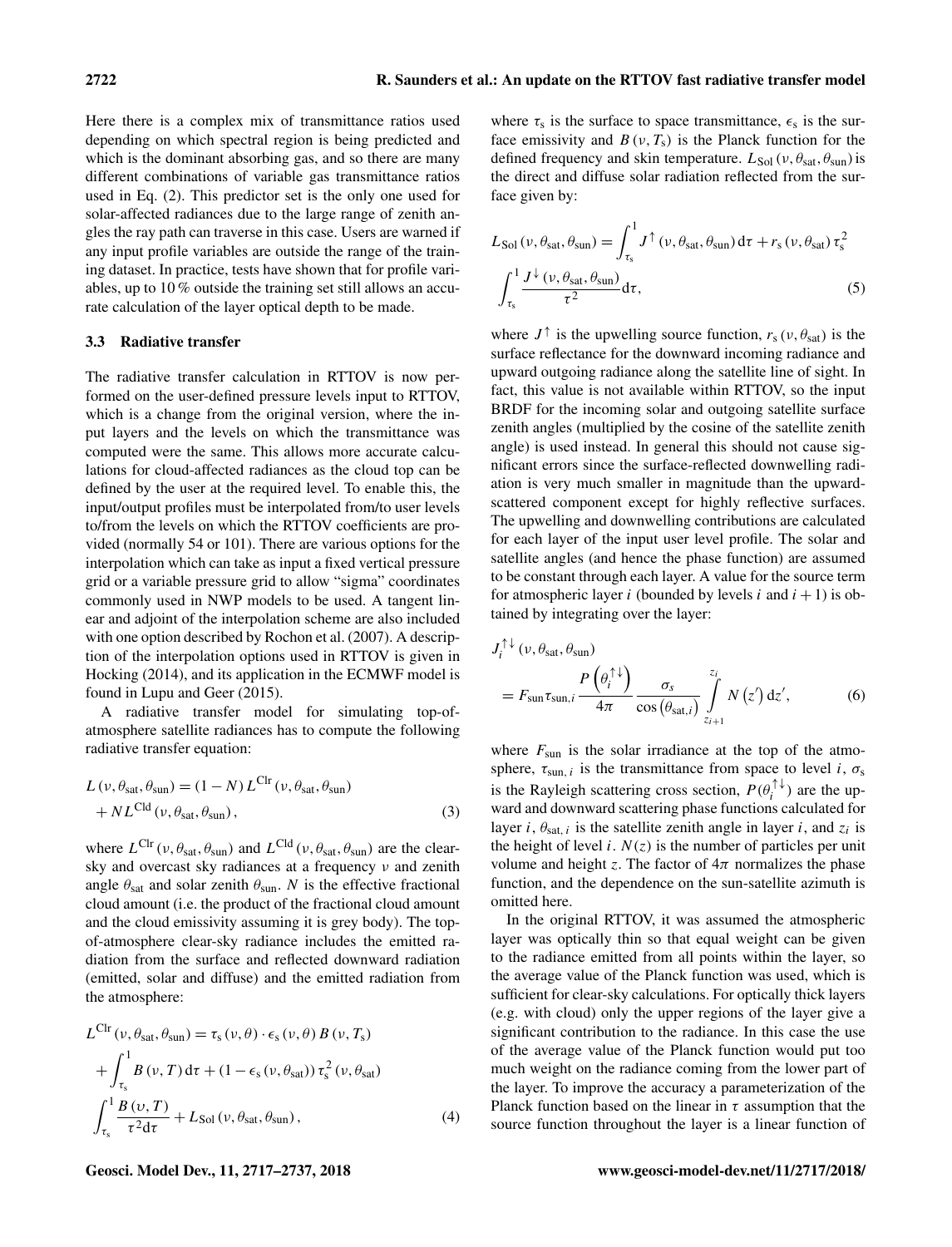Here there is a complex mix of transmittance ratios used depending on which spectral region is being predicted and which is the dominant absorbing gas, and so there are many different combinations of variable gas transmittance ratios used in Eq. (2). This predictor set is the only one used for solar-affected radiances due to the large range of zenith angles the ray path can traverse in this case. Users are warned if any input profile variables are outside the range of the training dataset. In practice, tests have shown that for profile variables, up to 10 % outside the training set still allows an accurate calculation of the layer optical depth to be made.

### 3.3 Radiative transfer

The radiative transfer calculation in RTTOV is now performed on the user-defined pressure levels input to RTTOV, which is a change from the original version, where the input layers and the levels on which the transmittance was computed were the same. This allows more accurate calculations for cloud-affected radiances as the cloud top can be defined by the user at the required level. To enable this, the input/output profiles must be interpolated from/to user levels to/from the levels on which the RTTOV coefficients are provided (normally 54 or 101). There are various options for the interpolation which can take as input a fixed vertical pressure grid or a variable pressure grid to allow "sigma" coordinates commonly used in NWP models to be used. A tangent linear and adjoint of the interpolation scheme are also included with one option described by Rochon et al. (2007). A description of the interpolation options used in RTTOV is given in Hocking (2014), and its application in the ECMWF model is found in Lupu and Geer (2015).

A radiative transfer model for simulating top-of-atmosphere satellite radiances has to compute the following radiative transfer equation:

$$L(\nu, \theta_{\text{sat}}, \theta_{\text{sun}}) = (1-N)\, L^{\text{Clr}}(\nu, \theta_{\text{sat}}, \theta_{\text{sun}}) + N L^{\text{Cld}}(\nu, \theta_{\text{sat}}, \theta_{\text{sun}}), \tag{3}$$

where $L^{\text{Clr}}(\nu, \theta_{\text{sat}}, \theta_{\text{sun}})$ and $L^{\text{Cld}}(\nu, \theta_{\text{sat}}, \theta_{\text{sun}})$ are the clear-sky and overcast sky radiances at a frequency $\nu$ and zenith angle $\theta_{\text{sat}}$ and solar zenith $\theta_{\text{sun}}$. $N$ is the effective fractional cloud amount (i.e. the product of the fractional cloud amount and the cloud emissivity assuming it is grey body). The top-of-atmosphere clear-sky radiance includes the emitted radiation from the surface and reflected downward radiation (emitted, solar and diffuse) and the emitted radiation from the atmosphere:

$$L^{\text{Clr}}(\nu, \theta_{\text{sat}}, \theta_{\text{sun}}) = \tau_{\text{s}}(\nu, \theta) \cdot \epsilon_{\text{s}}(\nu, \theta)\, B(\nu, T_{\text{s}}) + \int_{\tau_{\text{s}}}^{1} B(\nu, T)\, \mathrm{d}\tau + (1-\epsilon_{\text{s}}(\nu, \theta_{\text{sat}}))\, \tau_{\text{s}}^{2}(\nu, \theta_{\text{sat}}) \int_{\tau_{\text{s}}}^{1} \frac{B(\upsilon, T)}{\tau^{2} \mathrm{d}\tau} + L_{\text{Sol}}(\nu, \theta_{\text{sat}}, \theta_{\text{sun}}), \tag{4}$$

where $\tau_{\text{s}}$ is the surface to space transmittance, $\epsilon_{\text{s}}$ is the surface emissivity and $B(\nu, T_{\text{s}})$ is the Planck function for the defined frequency and skin temperature. $L_{\text{Sol}}(\nu, \theta_{\text{sat}}, \theta_{\text{sun}})$ is the direct and diffuse solar radiation reflected from the surface given by:

$$L_{\text{Sol}}(\nu, \theta_{\text{sat}}, \theta_{\text{sun}}) = \int_{\tau_{\text{s}}}^{1} J^{\uparrow}(\nu, \theta_{\text{sat}}, \theta_{\text{sun}})\, \mathrm{d}\tau + r_{\text{s}}(\nu, \theta_{\text{sat}})\, \tau_{\text{s}}^{2} \int_{\tau_{\text{s}}}^{1} \frac{J^{\downarrow}(\nu, \theta_{\text{sat}}, \theta_{\text{sun}})}{\tau^{2}} \mathrm{d}\tau, \tag{5}$$

where $J^{\uparrow}$ is the upwelling source function, $r_{\text{s}}(\nu, \theta_{\text{sat}})$ is the surface reflectance for the downward incoming radiance and upward outgoing radiance along the satellite line of sight. In fact, this value is not available within RTTOV, so the input BRDF for the incoming solar and outgoing satellite surface zenith angles (multiplied by the cosine of the satellite zenith angle) is used instead. In general this should not cause significant errors since the surface-reflected downwelling radiation is very much smaller in magnitude than the upward-scattered component except for highly reflective surfaces. The upwelling and downwelling contributions are calculated for each layer of the input user level profile. The solar and satellite angles (and hence the phase function) are assumed to be constant through each layer. A value for the source term for atmospheric layer $i$ (bounded by levels $i$ and $i+1$) is obtained by integrating over the layer:

$$J_{i}^{\uparrow\downarrow}(\nu, \theta_{\text{sat}}, \theta_{\text{sun}}) = F_{\text{sun}} \tau_{\text{sun},i} \frac{P\left(\theta_{i}^{\uparrow\downarrow}\right)}{4\pi} \frac{\sigma_{s}}{\cos\left(\theta_{\text{sat},i}\right)} \int_{z_{i+1}}^{z_{i}} N\left(z'\right) \mathrm{d}z', \tag{6}$$

where $F_{\text{sun}}$ is the solar irradiance at the top of the atmosphere, $\tau_{\text{sun},\,i}$ is the transmittance from space to level $i$, $\sigma_{\text{s}}$ is the Rayleigh scattering cross section, $P(\theta_{i}^{\uparrow\downarrow})$ are the upward and downward scattering phase functions calculated for layer $i$, $\theta_{\text{sat},\,i}$ is the satellite zenith angle in layer $i$, and $z_i$ is the height of level $i$. $N(z)$ is the number of particles per unit volume and height $z$. The factor of $4\pi$ normalizes the phase function, and the dependence on the sun-satellite azimuth is omitted here.

In the original RTTOV, it was assumed the atmospheric layer was optically thin so that equal weight can be given to the radiance emitted from all points within the layer, so the average value of the Planck function was used, which is sufficient for clear-sky calculations. For optically thick layers (e.g. with cloud) only the upper regions of the layer give a significant contribution to the radiance. In this case the use of the average value of the Planck function would put too much weight on the radiance coming from the lower part of the layer. To improve the accuracy a parameterization of the Planck function based on the linear in $\tau$ assumption that the source function throughout the layer is a linear function of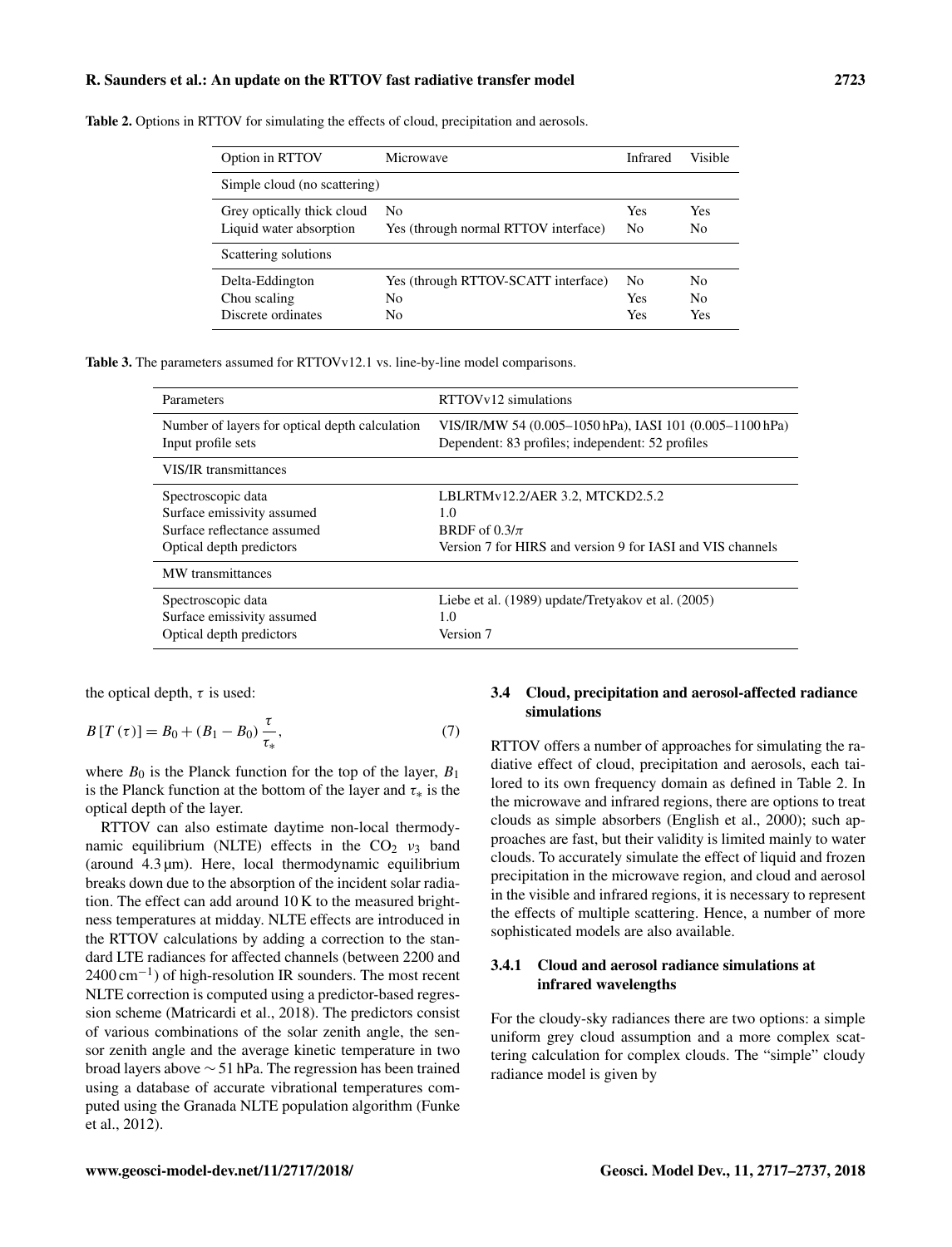**Table 2.** Options in RTTOV for simulating the effects of cloud, precipitation and aerosols.

| Option in RTTOV | Microwave | Infrared | Visible |
|---|---|---|---|
| Simple cloud (no scattering) | | | |
| Grey optically thick cloud | No | Yes | Yes |
| Liquid water absorption | Yes (through normal RTTOV interface) | No | No |
| Scattering solutions | | | |
| Delta-Eddington | Yes (through RTTOV-SCATT interface) | No | No |
| Chou scaling | No | Yes | No |
| Discrete ordinates | No | Yes | Yes |

**Table 3.** The parameters assumed for RTTOVv12.1 vs. line-by-line model comparisons.

| Parameters | RTTOVv12 simulations |
|---|---|
| Number of layers for optical depth calculation | VIS/IR/MW 54 (0.005–1050 hPa), IASI 101 (0.005–1100 hPa) |
| Input profile sets | Dependent: 83 profiles; independent: 52 profiles |
| VIS/IR transmittances | |
| Spectroscopic data | LBLRTMv12.2/AER 3.2, MTCKD2.5.2 |
| Surface emissivity assumed | 1.0 |
| Surface reflectance assumed | BRDF of $0.3/\pi$ |
| Optical depth predictors | Version 7 for HIRS and version 9 for IASI and VIS channels |
| MW transmittances | |
| Spectroscopic data | Liebe et al. (1989) update/Tretyakov et al. (2005) |
| Surface emissivity assumed | 1.0 |
| Optical depth predictors | Version 7 |

the optical depth, $\tau$ is used:

$$B\left[T\left(\tau\right)\right] = B_0 + \left(B_1 - B_0\right)\frac{\tau}{\tau_*}, \tag{7}$$

where $B_0$ is the Planck function for the top of the layer, $B_1$ is the Planck function at the bottom of the layer and $\tau_*$ is the optical depth of the layer.

RTTOV can also estimate daytime non-local thermodynamic equilibrium (NLTE) effects in the $CO_2$ $\nu_3$ band (around 4.3 µm). Here, local thermodynamic equilibrium breaks down due to the absorption of the incident solar radiation. The effect can add around 10 K to the measured brightness temperatures at midday. NLTE effects are introduced in the RTTOV calculations by adding a correction to the standard LTE radiances for affected channels (between 2200 and 2400 $\mathrm{cm}^{-1}$) of high-resolution IR sounders. The most recent NLTE correction is computed using a predictor-based regression scheme (Matricardi et al., 2018). The predictors consist of various combinations of the solar zenith angle, the sensor zenith angle and the average kinetic temperature in two broad layers above $\sim 51$ hPa. The regression has been trained using a database of accurate vibrational temperatures computed using the Granada NLTE population algorithm (Funke et al., 2012).

### 3.4 Cloud, precipitation and aerosol-affected radiance simulations

RTTOV offers a number of approaches for simulating the radiative effect of cloud, precipitation and aerosols, each tailored to its own frequency domain as defined in Table 2. In the microwave and infrared regions, there are options to treat clouds as simple absorbers (English et al., 2000); such approaches are fast, but their validity is limited mainly to water clouds. To accurately simulate the effect of liquid and frozen precipitation in the microwave region, and cloud and aerosol in the visible and infrared regions, it is necessary to represent the effects of multiple scattering. Hence, a number of more sophisticated models are also available.

#### 3.4.1 Cloud and aerosol radiance simulations at infrared wavelengths

For the cloudy-sky radiances there are two options: a simple uniform grey cloud assumption and a more complex scattering calculation for complex clouds. The "simple" cloudy radiance model is given by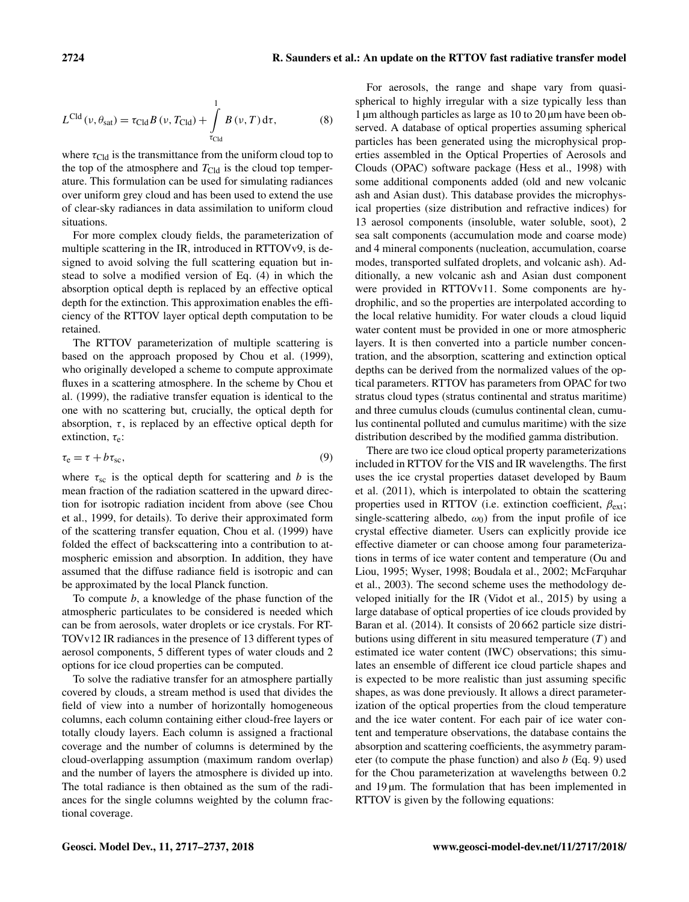$$L^{\mathrm{Cld}}(\nu, \theta_{\mathrm{sat}}) = \tau_{\mathrm{Cld}} B(\nu, T_{\mathrm{Cld}}) + \int_{\tau_{\mathrm{Cld}}}^{1} B(\nu, T)\,\mathrm{d}\tau, \tag{8}$$

where $\tau_{\mathrm{Cld}}$ is the transmittance from the uniform cloud top to the top of the atmosphere and $T_{\mathrm{Cld}}$ is the cloud top temperature. This formulation can be used for simulating radiances over uniform grey cloud and has been used to extend the use of clear-sky radiances in data assimilation to uniform cloud situations.

For more complex cloudy fields, the parameterization of multiple scattering in the IR, introduced in RTTOVv9, is designed to avoid solving the full scattering equation but instead to solve a modified version of Eq. (4) in which the absorption optical depth is replaced by an effective optical depth for the extinction. This approximation enables the efficiency of the RTTOV layer optical depth computation to be retained.

The RTTOV parameterization of multiple scattering is based on the approach proposed by Chou et al. (1999), who originally developed a scheme to compute approximate fluxes in a scattering atmosphere. In the scheme by Chou et al. (1999), the radiative transfer equation is identical to the one with no scattering but, crucially, the optical depth for absorption, $\tau$, is replaced by an effective optical depth for extinction, $\tau_{\mathrm{e}}$:

$$\tau_{\mathrm{e}} = \tau + b\tau_{\mathrm{sc}}, \tag{9}$$

where $\tau_{\mathrm{sc}}$ is the optical depth for scattering and $b$ is the mean fraction of the radiation scattered in the upward direction for isotropic radiation incident from above (see Chou et al., 1999, for details). To derive their approximated form of the scattering transfer equation, Chou et al. (1999) have folded the effect of backscattering into a contribution to atmospheric emission and absorption. In addition, they have assumed that the diffuse radiance field is isotropic and can be approximated by the local Planck function.

To compute $b$, a knowledge of the phase function of the atmospheric particulates to be considered is needed which can be from aerosols, water droplets or ice crystals. For RTTOVv12 IR radiances in the presence of 13 different types of aerosol components, 5 different types of water clouds and 2 options for ice cloud properties can be computed.

To solve the radiative transfer for an atmosphere partially covered by clouds, a stream method is used that divides the field of view into a number of horizontally homogeneous columns, each column containing either cloud-free layers or totally cloudy layers. Each column is assigned a fractional coverage and the number of columns is determined by the cloud-overlapping assumption (maximum random overlap) and the number of layers the atmosphere is divided up into. The total radiance is then obtained as the sum of the radiances for the single columns weighted by the column fractional coverage.

For aerosols, the range and shape vary from quasi-spherical to highly irregular with a size typically less than 1 µm although particles as large as 10 to 20 µm have been observed. A database of optical properties assuming spherical particles has been generated using the microphysical properties assembled in the Optical Properties of Aerosols and Clouds (OPAC) software package (Hess et al., 1998) with some additional components added (old and new volcanic ash and Asian dust). This database provides the microphysical properties (size distribution and refractive indices) for 13 aerosol components (insoluble, water soluble, soot), 2 sea salt components (accumulation mode and coarse mode) and 4 mineral components (nucleation, accumulation, coarse modes, transported sulfated droplets, and volcanic ash). Additionally, a new volcanic ash and Asian dust component were provided in RTTOVv11. Some components are hydrophilic, and so the properties are interpolated according to the local relative humidity. For water clouds a cloud liquid water content must be provided in one or more atmospheric layers. It is then converted into a particle number concentration, and the absorption, scattering and extinction optical depths can be derived from the normalized values of the optical parameters. RTTOV has parameters from OPAC for two stratus cloud types (stratus continental and stratus maritime) and three cumulus clouds (cumulus continental clean, cumulus continental polluted and cumulus maritime) with the size distribution described by the modified gamma distribution.

There are two ice cloud optical property parameterizations included in RTTOV for the VIS and IR wavelengths. The first uses the ice crystal properties dataset developed by Baum et al. (2011), which is interpolated to obtain the scattering properties used in RTTOV (i.e. extinction coefficient, $\beta_{\mathrm{ext}}$; single-scattering albedo, $\omega_0$) from the input profile of ice crystal effective diameter. Users can explicitly provide ice effective diameter or can choose among four parameterizations in terms of ice water content and temperature (Ou and Liou, 1995; Wyser, 1998; Boudala et al., 2002; McFarquhar et al., 2003). The second scheme uses the methodology developed initially for the IR (Vidot et al., 2015) by using a large database of optical properties of ice clouds provided by Baran et al. (2014). It consists of 20 662 particle size distributions using different in situ measured temperature ($T$) and estimated ice water content (IWC) observations; this simulates an ensemble of different ice cloud particle shapes and is expected to be more realistic than just assuming specific shapes, as was done previously. It allows a direct parameterization of the optical properties from the cloud temperature and the ice water content. For each pair of ice water content and temperature observations, the database contains the absorption and scattering coefficients, the asymmetry parameter (to compute the phase function) and also $b$ (Eq. 9) used for the Chou parameterization at wavelengths between 0.2 and 19 µm. The formulation that has been implemented in RTTOV is given by the following equations: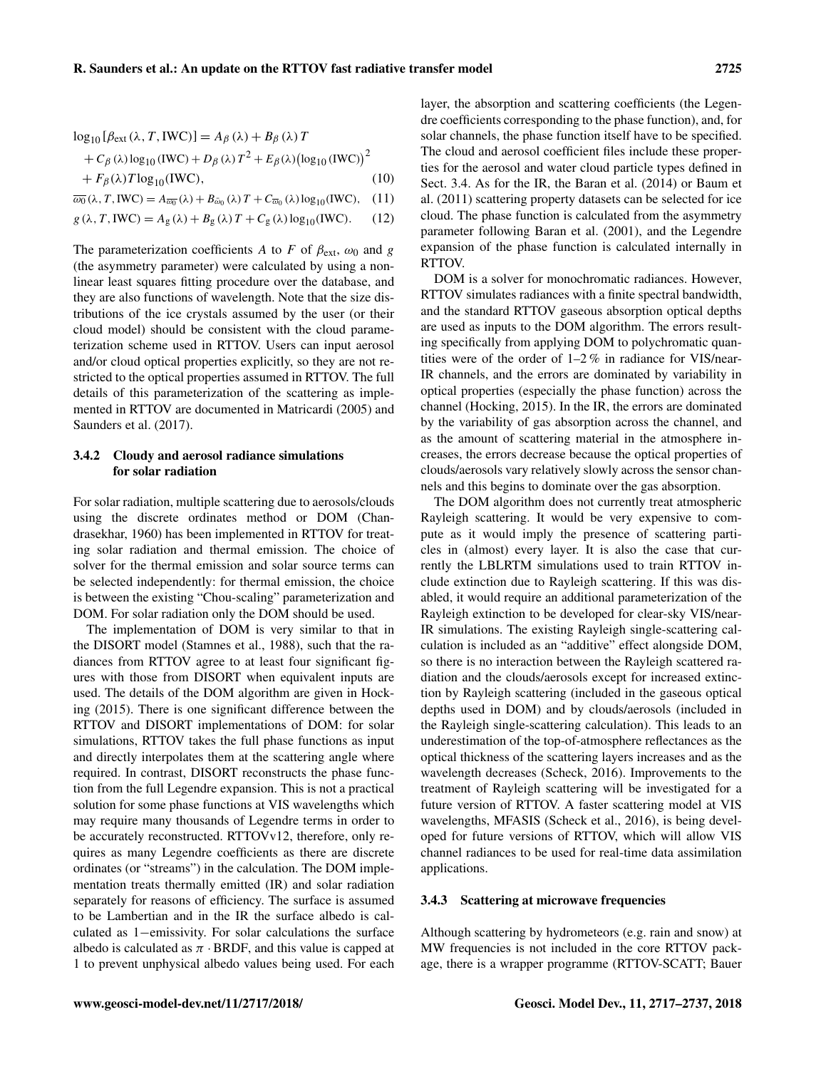$$\log_{10}\left[\beta_{\text{ext}}\left(\lambda, T, \text{IWC}\right)\right] = A_{\beta}\left(\lambda\right) + B_{\beta}\left(\lambda\right) T + C_{\beta}\left(\lambda\right) \log_{10}\left(\text{IWC}\right) + D_{\beta}\left(\lambda\right) T^{2} + E_{\beta}(\lambda)\left(\log_{10}\left(\text{IWC}\right)\right)^{2} + F_{\beta}(\lambda) T \log_{10}(\text{IWC}), \quad (10)$$

$$\overline{\omega_0}\left(\lambda, T, \text{IWC}\right) = A_{\overline{\omega_0}}\left(\lambda\right) + B_{\bar{\omega}_0}\left(\lambda\right) T + C_{\overline{\omega}_0}\left(\lambda\right) \log_{10}(\text{IWC}), \quad (11)$$

$$g\left(\lambda, T, \text{IWC}\right) = A_{\text{g}}\left(\lambda\right) + B_{\text{g}}\left(\lambda\right) T + C_{\text{g}}\left(\lambda\right) \log_{10}(\text{IWC}). \quad (12)$$

The parameterization coefficients $A$ to $F$ of $\beta_{\text{ext}}$, $\omega_0$ and $g$ (the asymmetry parameter) were calculated by using a nonlinear least squares fitting procedure over the database, and they are also functions of wavelength. Note that the size distributions of the ice crystals assumed by the user (or their cloud model) should be consistent with the cloud parameterization scheme used in RTTOV. Users can input aerosol and/or cloud optical properties explicitly, so they are not restricted to the optical properties assumed in RTTOV. The full details of this parameterization of the scattering as implemented in RTTOV are documented in Matricardi (2005) and Saunders et al. (2017).

#### 3.4.2 Cloudy and aerosol radiance simulations for solar radiation

For solar radiation, multiple scattering due to aerosols/clouds using the discrete ordinates method or DOM (Chandrasekhar, 1960) has been implemented in RTTOV for treating solar radiation and thermal emission. The choice of solver for the thermal emission and solar source terms can be selected independently: for thermal emission, the choice is between the existing "Chou-scaling" parameterization and DOM. For solar radiation only the DOM should be used.

The implementation of DOM is very similar to that in the DISORT model (Stamnes et al., 1988), such that the radiances from RTTOV agree to at least four significant figures with those from DISORT when equivalent inputs are used. The details of the DOM algorithm are given in Hocking (2015). There is one significant difference between the RTTOV and DISORT implementations of DOM: for solar simulations, RTTOV takes the full phase functions as input and directly interpolates them at the scattering angle where required. In contrast, DISORT reconstructs the phase function from the full Legendre expansion. This is not a practical solution for some phase functions at VIS wavelengths which may require many thousands of Legendre terms in order to be accurately reconstructed. RTTOVv12, therefore, only requires as many Legendre coefficients as there are discrete ordinates (or "streams") in the calculation. The DOM implementation treats thermally emitted (IR) and solar radiation separately for reasons of efficiency. The surface is assumed to be Lambertian and in the IR the surface albedo is calculated as 1−emissivity. For solar calculations the surface albedo is calculated as $\pi \cdot \text{BRDF}$, and this value is capped at 1 to prevent unphysical albedo values being used. For each layer, the absorption and scattering coefficients (the Legendre coefficients corresponding to the phase function), and, for solar channels, the phase function itself have to be specified. The cloud and aerosol coefficient files include these properties for the aerosol and water cloud particle types defined in Sect. 3.4. As for the IR, the Baran et al. (2014) or Baum et al. (2011) scattering property datasets can be selected for ice cloud. The phase function is calculated from the asymmetry parameter following Baran et al. (2001), and the Legendre expansion of the phase function is calculated internally in RTTOV.

DOM is a solver for monochromatic radiances. However, RTTOV simulates radiances with a finite spectral bandwidth, and the standard RTTOV gaseous absorption optical depths are used as inputs to the DOM algorithm. The errors resulting specifically from applying DOM to polychromatic quantities were of the order of 1–2 % in radiance for VIS/near-IR channels, and the errors are dominated by variability in optical properties (especially the phase function) across the channel (Hocking, 2015). In the IR, the errors are dominated by the variability of gas absorption across the channel, and as the amount of scattering material in the atmosphere increases, the errors decrease because the optical properties of clouds/aerosols vary relatively slowly across the sensor channels and this begins to dominate over the gas absorption.

The DOM algorithm does not currently treat atmospheric Rayleigh scattering. It would be very expensive to compute as it would imply the presence of scattering particles in (almost) every layer. It is also the case that currently the LBLRTM simulations used to train RTTOV include extinction due to Rayleigh scattering. If this was disabled, it would require an additional parameterization of the Rayleigh extinction to be developed for clear-sky VIS/near-IR simulations. The existing Rayleigh single-scattering calculation is included as an "additive" effect alongside DOM, so there is no interaction between the Rayleigh scattered radiation and the clouds/aerosols except for increased extinction by Rayleigh scattering (included in the gaseous optical depths used in DOM) and by clouds/aerosols (included in the Rayleigh single-scattering calculation). This leads to an underestimation of the top-of-atmosphere reflectances as the optical thickness of the scattering layers increases and as the wavelength decreases (Scheck, 2016). Improvements to the treatment of Rayleigh scattering will be investigated for a future version of RTTOV. A faster scattering model at VIS wavelengths, MFASIS (Scheck et al., 2016), is being developed for future versions of RTTOV, which will allow VIS channel radiances to be used for real-time data assimilation applications.

#### 3.4.3 Scattering at microwave frequencies

Although scattering by hydrometeors (e.g. rain and snow) at MW frequencies is not included in the core RTTOV package, there is a wrapper programme (RTTOV-SCATT; Bauer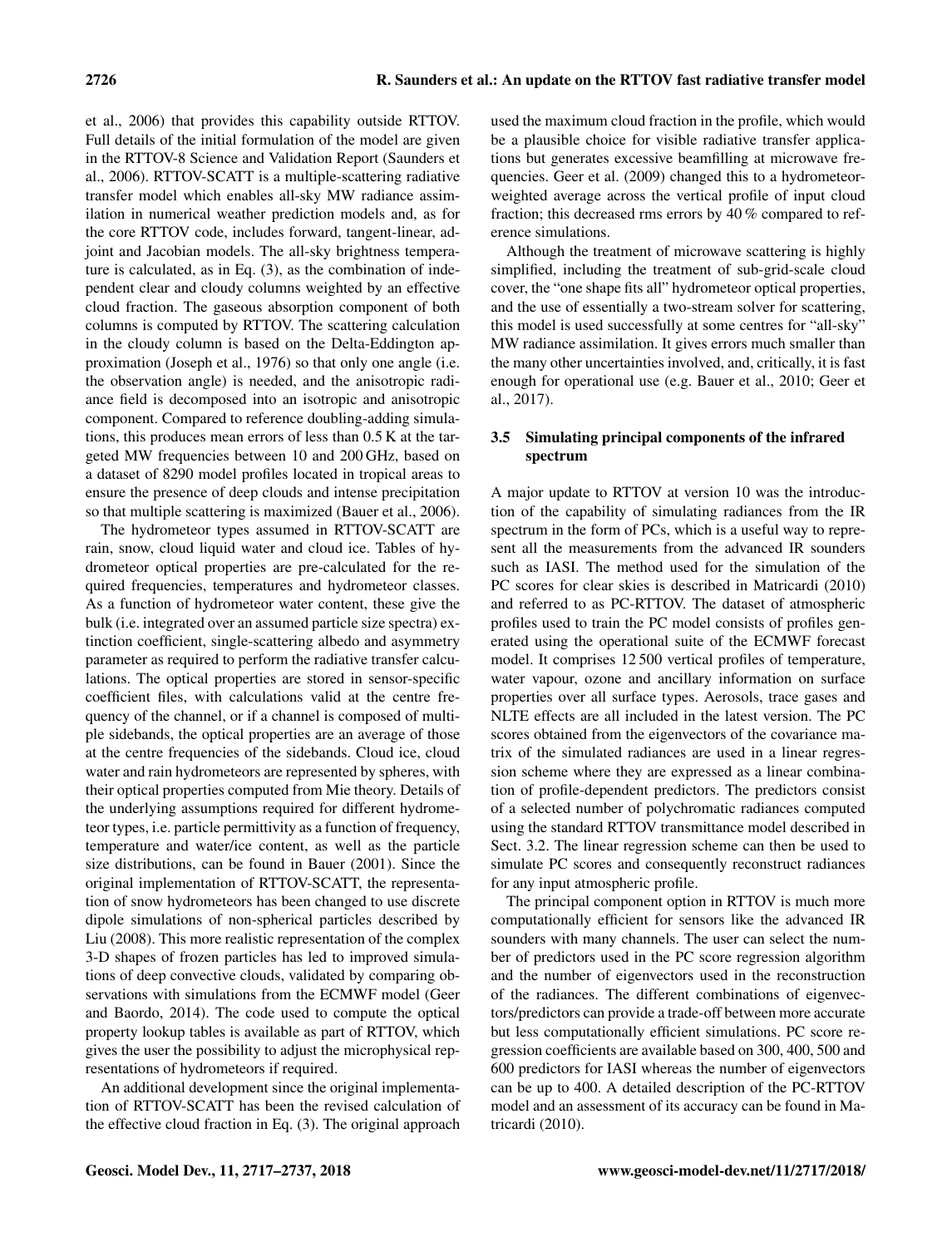et al., 2006) that provides this capability outside RTTOV. Full details of the initial formulation of the model are given in the RTTOV-8 Science and Validation Report (Saunders et al., 2006). RTTOV-SCATT is a multiple-scattering radiative transfer model which enables all-sky MW radiance assimilation in numerical weather prediction models and, as for the core RTTOV code, includes forward, tangent-linear, adjoint and Jacobian models. The all-sky brightness temperature is calculated, as in Eq. (3), as the combination of independent clear and cloudy columns weighted by an effective cloud fraction. The gaseous absorption component of both columns is computed by RTTOV. The scattering calculation in the cloudy column is based on the Delta-Eddington approximation (Joseph et al., 1976) so that only one angle (i.e. the observation angle) is needed, and the anisotropic radiance field is decomposed into an isotropic and anisotropic component. Compared to reference doubling-adding simulations, this produces mean errors of less than 0.5 K at the targeted MW frequencies between 10 and 200 GHz, based on a dataset of 8290 model profiles located in tropical areas to ensure the presence of deep clouds and intense precipitation so that multiple scattering is maximized (Bauer et al., 2006).

The hydrometeor types assumed in RTTOV-SCATT are rain, snow, cloud liquid water and cloud ice. Tables of hydrometeor optical properties are pre-calculated for the required frequencies, temperatures and hydrometeor classes. As a function of hydrometeor water content, these give the bulk (i.e. integrated over an assumed particle size spectra) extinction coefficient, single-scattering albedo and asymmetry parameter as required to perform the radiative transfer calculations. The optical properties are stored in sensor-specific coefficient files, with calculations valid at the centre frequency of the channel, or if a channel is composed of multiple sidebands, the optical properties are an average of those at the centre frequencies of the sidebands. Cloud ice, cloud water and rain hydrometeors are represented by spheres, with their optical properties computed from Mie theory. Details of the underlying assumptions required for different hydrometeor types, i.e. particle permittivity as a function of frequency, temperature and water/ice content, as well as the particle size distributions, can be found in Bauer (2001). Since the original implementation of RTTOV-SCATT, the representation of snow hydrometeors has been changed to use discrete dipole simulations of non-spherical particles described by Liu (2008). This more realistic representation of the complex 3-D shapes of frozen particles has led to improved simulations of deep convective clouds, validated by comparing observations with simulations from the ECMWF model (Geer and Baordo, 2014). The code used to compute the optical property lookup tables is available as part of RTTOV, which gives the user the possibility to adjust the microphysical representations of hydrometeors if required.

An additional development since the original implementation of RTTOV-SCATT has been the revised calculation of the effective cloud fraction in Eq. (3). The original approach used the maximum cloud fraction in the profile, which would be a plausible choice for visible radiative transfer applications but generates excessive beamfilling at microwave frequencies. Geer et al. (2009) changed this to a hydrometeor-weighted average across the vertical profile of input cloud fraction; this decreased rms errors by 40 % compared to reference simulations.

Although the treatment of microwave scattering is highly simplified, including the treatment of sub-grid-scale cloud cover, the "one shape fits all" hydrometeor optical properties, and the use of essentially a two-stream solver for scattering, this model is used successfully at some centres for "all-sky" MW radiance assimilation. It gives errors much smaller than the many other uncertainties involved, and, critically, it is fast enough for operational use (e.g. Bauer et al., 2010; Geer et al., 2017).

### 3.5 Simulating principal components of the infrared spectrum

A major update to RTTOV at version 10 was the introduction of the capability of simulating radiances from the IR spectrum in the form of PCs, which is a useful way to represent all the measurements from the advanced IR sounders such as IASI. The method used for the simulation of the PC scores for clear skies is described in Matricardi (2010) and referred to as PC-RTTOV. The dataset of atmospheric profiles used to train the PC model consists of profiles generated using the operational suite of the ECMWF forecast model. It comprises 12 500 vertical profiles of temperature, water vapour, ozone and ancillary information on surface properties over all surface types. Aerosols, trace gases and NLTE effects are all included in the latest version. The PC scores obtained from the eigenvectors of the covariance matrix of the simulated radiances are used in a linear regression scheme where they are expressed as a linear combination of profile-dependent predictors. The predictors consist of a selected number of polychromatic radiances computed using the standard RTTOV transmittance model described in Sect. 3.2. The linear regression scheme can then be used to simulate PC scores and consequently reconstruct radiances for any input atmospheric profile.

The principal component option in RTTOV is much more computationally efficient for sensors like the advanced IR sounders with many channels. The user can select the number of predictors used in the PC score regression algorithm and the number of eigenvectors used in the reconstruction of the radiances. The different combinations of eigenvectors/predictors can provide a trade-off between more accurate but less computationally efficient simulations. PC score regression coefficients are available based on 300, 400, 500 and 600 predictors for IASI whereas the number of eigenvectors can be up to 400. A detailed description of the PC-RTTOV model and an assessment of its accuracy can be found in Matricardi (2010).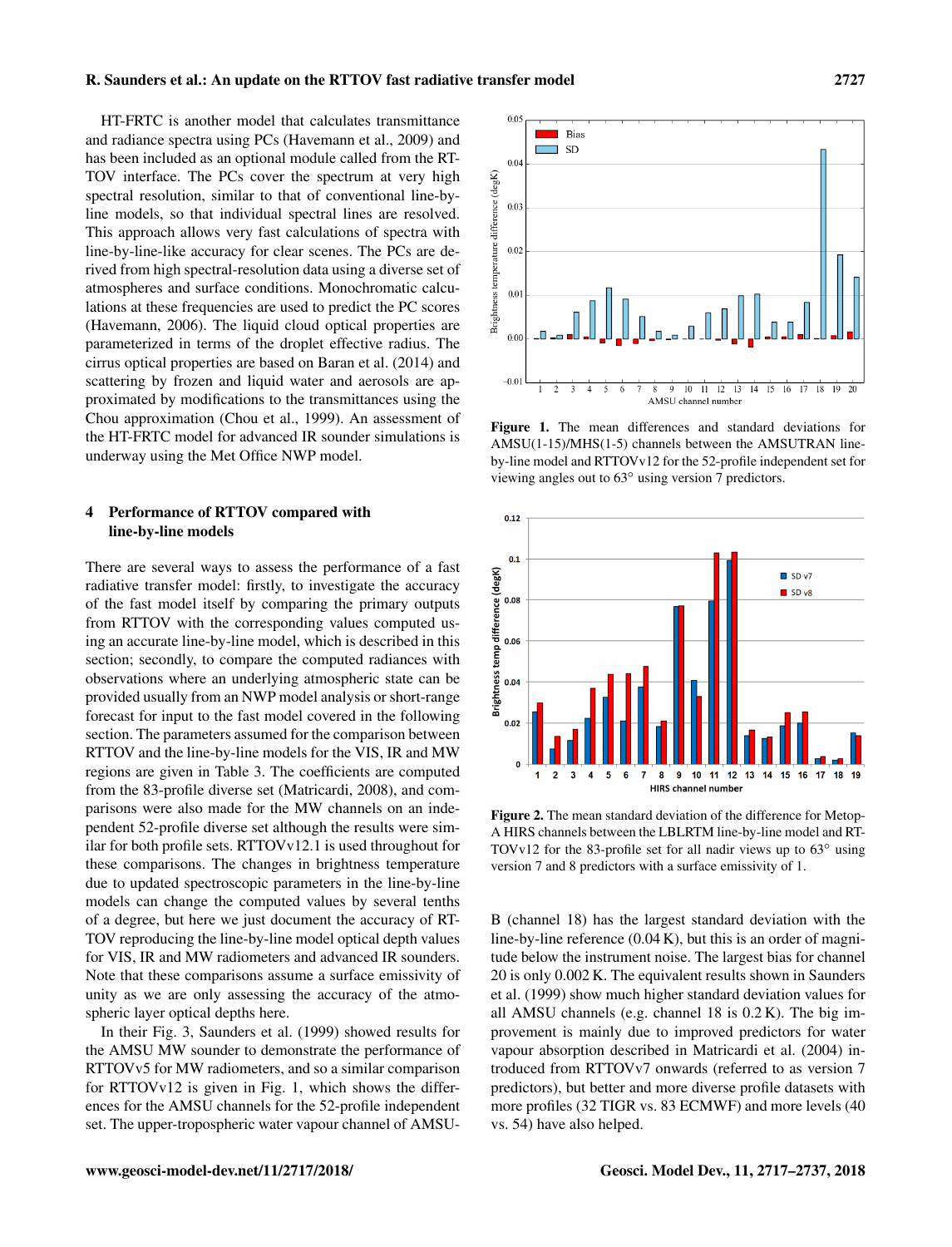HT-FRTC is another model that calculates transmittance and radiance spectra using PCs (Havemann et al., 2009) and has been included as an optional module called from the RTTOV interface. The PCs cover the spectrum at very high spectral resolution, similar to that of conventional line-by-line models, so that individual spectral lines are resolved. This approach allows very fast calculations of spectra with line-by-line-like accuracy for clear scenes. The PCs are derived from high spectral-resolution data using a diverse set of atmospheres and surface conditions. Monochromatic calculations at these frequencies are used to predict the PC scores (Havemann, 2006). The liquid cloud optical properties are parameterized in terms of the droplet effective radius. The cirrus optical properties are based on Baran et al. (2014) and scattering by frozen and liquid water and aerosols are approximated by modifications to the transmittances using the Chou approximation (Chou et al., 1999). An assessment of the HT-FRTC model for advanced IR sounder simulations is underway using the Met Office NWP model.

## 4 Performance of RTTOV compared with line-by-line models

There are several ways to assess the performance of a fast radiative transfer model: firstly, to investigate the accuracy of the fast model itself by comparing the primary outputs from RTTOV with the corresponding values computed using an accurate line-by-line model, which is described in this section; secondly, to compare the computed radiances with observations where an underlying atmospheric state can be provided usually from an NWP model analysis or short-range forecast for input to the fast model covered in the following section. The parameters assumed for the comparison between RTTOV and the line-by-line models for the VIS, IR and MW regions are given in Table 3. The coefficients are computed from the 83-profile diverse set (Matricardi, 2008), and comparisons were also made for the MW channels on an independent 52-profile diverse set although the results were similar for both profile sets. RTTOVv12.1 is used throughout for these comparisons. The changes in brightness temperature due to updated spectroscopic parameters in the line-by-line models can change the computed values by several tenths of a degree, but here we just document the accuracy of RTTOV reproducing the line-by-line model optical depth values for VIS, IR and MW radiometers and advanced IR sounders. Note that these comparisons assume a surface emissivity of unity as we are only assessing the accuracy of the atmospheric layer optical depths here.

In their Fig. 3, Saunders et al. (1999) showed results for the AMSU MW sounder to demonstrate the performance of RTTOVv5 for MW radiometers, and so a similar comparison for RTTOVv12 is given in Fig. 1, which shows the differences for the AMSU channels for the 52-profile independent set. The upper-tropospheric water vapour channel of AMSU-B (channel 18) has the largest standard deviation with the line-by-line reference (0.04 K), but this is an order of magnitude below the instrument noise. The largest bias for channel 20 is only 0.002 K. The equivalent results shown in Saunders et al. (1999) show much higher standard deviation values for all AMSU channels (e.g. channel 18 is 0.2 K). The big improvement is mainly due to improved predictors for water vapour absorption described in Matricardi et al. (2004) introduced from RTTOVv7 onwards (referred to as version 7 predictors), but better and more diverse profile datasets with more profiles (32 TIGR vs. 83 ECMWF) and more levels (40 vs. 54) have also helped.

**Figure 1.** The mean differences and standard deviations for AMSU(1-15)/MHS(1-5) channels between the AMSUTRAN line-by-line model and RTTOVv12 for the 52-profile independent set for viewing angles out to 63° using version 7 predictors.

**Figure 2.** The mean standard deviation of the difference for Metop-A HIRS channels between the LBLRTM line-by-line model and RTTOVv12 for the 83-profile set for all nadir views up to 63° using version 7 and 8 predictors with a surface emissivity of 1.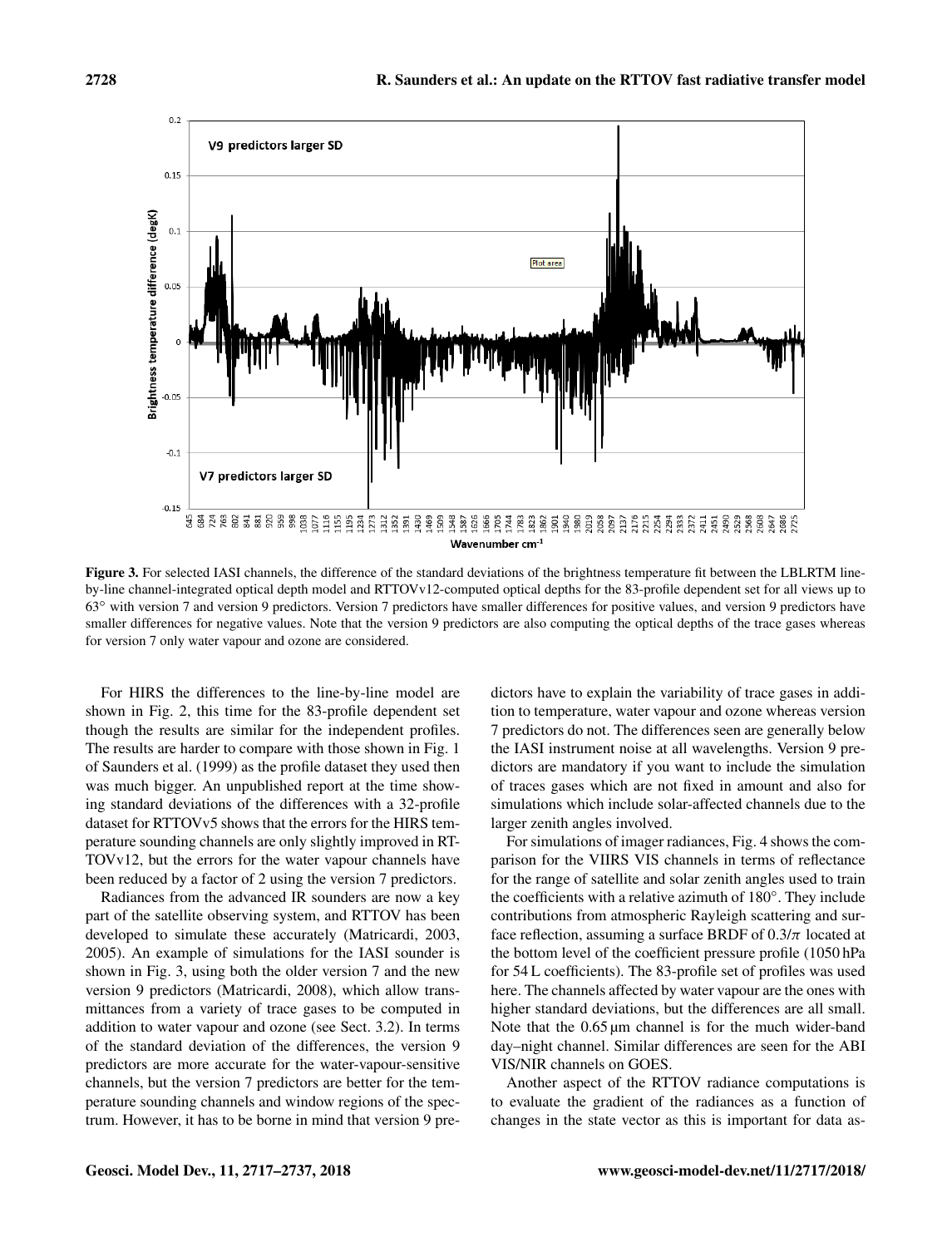**Figure 3.** For selected IASI channels, the difference of the standard deviations of the brightness temperature fit between the LBLRTM line-by-line channel-integrated optical depth model and RTTOVv12-computed optical depths for the 83-profile dependent set for all views up to 63° with version 7 and version 9 predictors. Version 7 predictors have smaller differences for positive values, and version 9 predictors have smaller differences for negative values. Note that the version 9 predictors are also computing the optical depths of the trace gases whereas for version 7 only water vapour and ozone are considered.

For HIRS the differences to the line-by-line model are shown in Fig. 2, this time for the 83-profile dependent set though the results are similar for the independent profiles. The results are harder to compare with those shown in Fig. 1 of Saunders et al. (1999) as the profile dataset they used then was much bigger. An unpublished report at the time showing standard deviations of the differences with a 32-profile dataset for RTTOVv5 shows that the errors for the HIRS temperature sounding channels are only slightly improved in RTTOVv12, but the errors for the water vapour channels have been reduced by a factor of 2 using the version 7 predictors.

Radiances from the advanced IR sounders are now a key part of the satellite observing system, and RTTOV has been developed to simulate these accurately (Matricardi, 2003, 2005). An example of simulations for the IASI sounder is shown in Fig. 3, using both the older version 7 and the new version 9 predictors (Matricardi, 2008), which allow transmittances from a variety of trace gases to be computed in addition to water vapour and ozone (see Sect. 3.2). In terms of the standard deviation of the differences, the version 9 predictors are more accurate for the water-vapour-sensitive channels, but the version 7 predictors are better for the temperature sounding channels and window regions of the spectrum. However, it has to be borne in mind that version 9 predictors have to explain the variability of trace gases in addition to temperature, water vapour and ozone whereas version 7 predictors do not. The differences seen are generally below the IASI instrument noise at all wavelengths. Version 9 predictors are mandatory if you want to include the simulation of traces gases which are not fixed in amount and also for simulations which include solar-affected channels due to the larger zenith angles involved.

For simulations of imager radiances, Fig. 4 shows the comparison for the VIIRS VIS channels in terms of reflectance for the range of satellite and solar zenith angles used to train the coefficients with a relative azimuth of 180°. They include contributions from atmospheric Rayleigh scattering and surface reflection, assuming a surface BRDF of $0.3/\pi$ located at the bottom level of the coefficient pressure profile (1050 hPa for 54 L coefficients). The 83-profile set of profiles was used here. The channels affected by water vapour are the ones with higher standard deviations, but the differences are all small. Note that the 0.65 µm channel is for the much wider-band day–night channel. Similar differences are seen for the ABI VIS/NIR channels on GOES.

Another aspect of the RTTOV radiance computations is to evaluate the gradient of the radiances as a function of changes in the state vector as this is important for data as-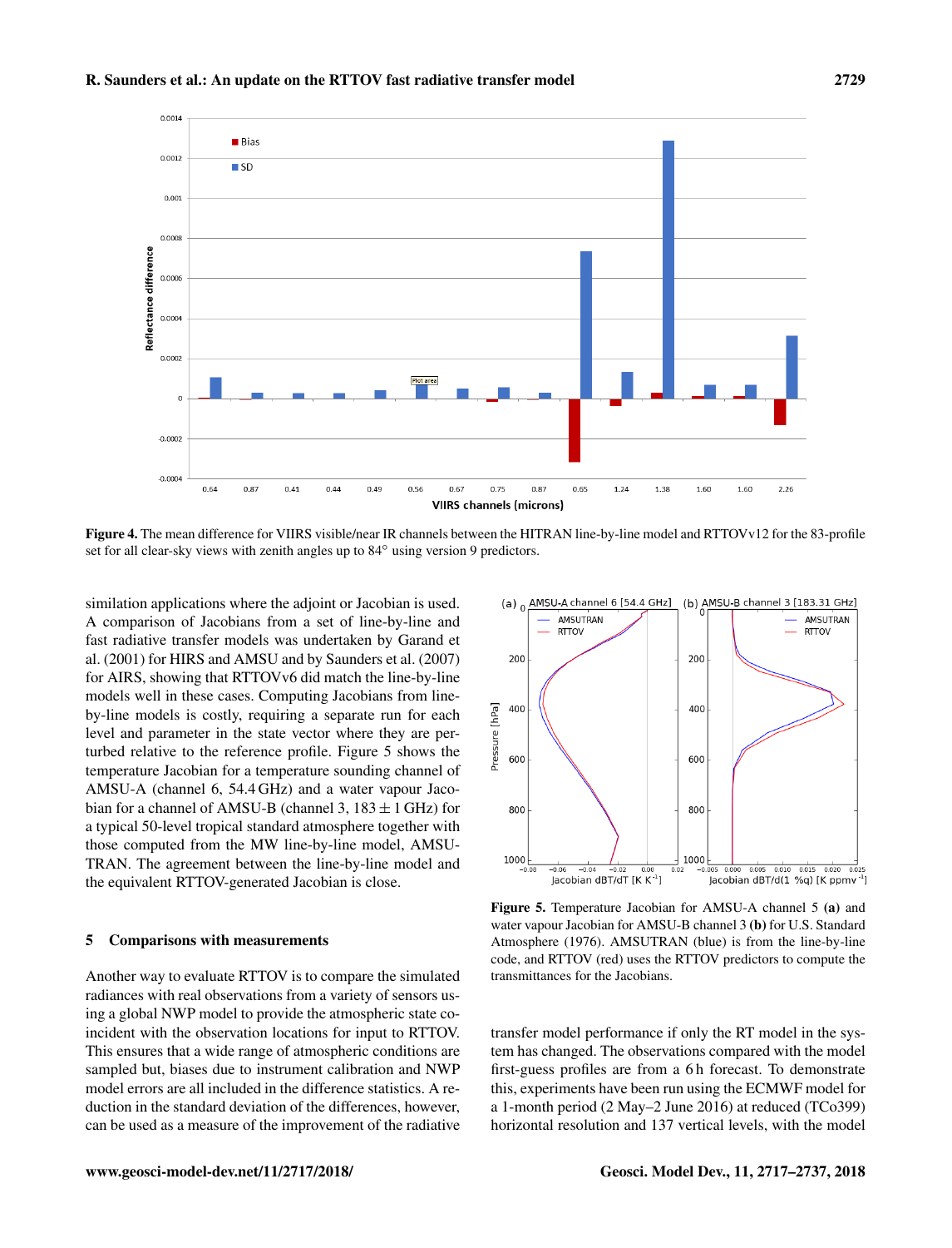**Figure 4.** The mean difference for VIIRS visible/near IR channels between the HITRAN line-by-line model and RTTOVv12 for the 83-profile set for all clear-sky views with zenith angles up to 84° using version 9 predictors.

similation applications where the adjoint or Jacobian is used. A comparison of Jacobians from a set of line-by-line and fast radiative transfer models was undertaken by Garand et al. (2001) for HIRS and AMSU and by Saunders et al. (2007) for AIRS, showing that RTTOVv6 did match the line-by-line models well in these cases. Computing Jacobians from line-by-line models is costly, requiring a separate run for each level and parameter in the state vector where they are perturbed relative to the reference profile. Figure 5 shows the temperature Jacobian for a temperature sounding channel of AMSU-A (channel 6, 54.4 GHz) and a water vapour Jacobian for a channel of AMSU-B (channel 3, 183 ± 1 GHz) for a typical 50-level tropical standard atmosphere together with those computed from the MW line-by-line model, AMSUTRAN. The agreement between the line-by-line model and the equivalent RTTOV-generated Jacobian is close.

**Figure 5.** Temperature Jacobian for AMSU-A channel 5 **(a)** and water vapour Jacobian for AMSU-B channel 3 **(b)** for U.S. Standard Atmosphere (1976). AMSUTRAN (blue) is from the line-by-line code, and RTTOV (red) uses the RTTOV predictors to compute the transmittances for the Jacobians.

## 5 Comparisons with measurements

Another way to evaluate RTTOV is to compare the simulated radiances with real observations from a variety of sensors using a global NWP model to provide the atmospheric state coincident with the observation locations for input to RTTOV. This ensures that a wide range of atmospheric conditions are sampled but, biases due to instrument calibration and NWP model errors are all included in the difference statistics. A reduction in the standard deviation of the differences, however, can be used as a measure of the improvement of the radiative transfer model performance if only the RT model in the system has changed. The observations compared with the model first-guess profiles are from a 6 h forecast. To demonstrate this, experiments have been run using the ECMWF model for a 1-month period (2 May–2 June 2016) at reduced (TCo399) horizontal resolution and 137 vertical levels, with the model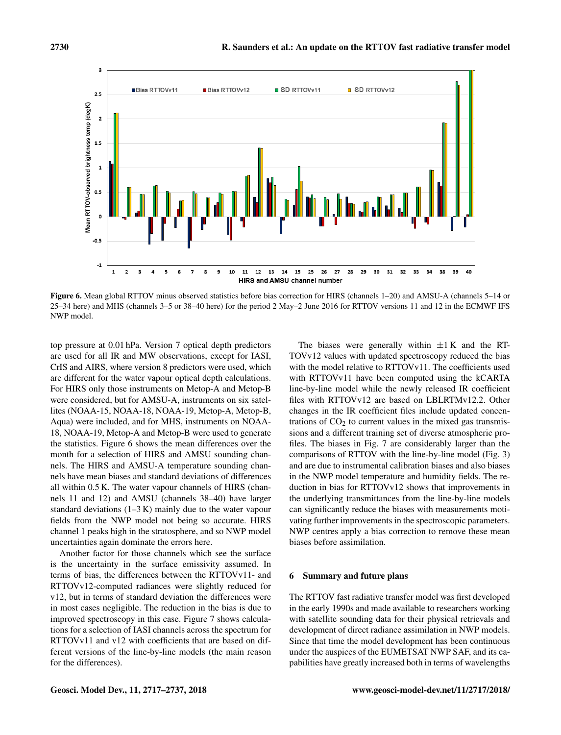Figure 6. Mean global RTTOV minus observed statistics before bias correction for HIRS (channels 1–20) and AMSU-A (channels 5–14 or 25–34 here) and MHS (channels 3–5 or 38–40 here) for the period 2 May–2 June 2016 for RTTOV versions 11 and 12 in the ECMWF IFS NWP model.

top pressure at 0.01 hPa. Version 7 optical depth predictors are used for all IR and MW observations, except for IASI, CrIS and AIRS, where version 8 predictors were used, which are different for the water vapour optical depth calculations. For HIRS only those instruments on Metop-A and Metop-B were considered, but for AMSU-A, instruments on six satellites (NOAA-15, NOAA-18, NOAA-19, Metop-A, Metop-B, Aqua) were included, and for MHS, instruments on NOAA-18, NOAA-19, Metop-A and Metop-B were used to generate the statistics. Figure 6 shows the mean differences over the month for a selection of HIRS and AMSU sounding channels. The HIRS and AMSU-A temperature sounding channels have mean biases and standard deviations of differences all within 0.5 K. The water vapour channels of HIRS (channels 11 and 12) and AMSU (channels 38–40) have larger standard deviations (1–3 K) mainly due to the water vapour fields from the NWP model not being so accurate. HIRS channel 1 peaks high in the stratosphere, and so NWP model uncertainties again dominate the errors here.

Another factor for those channels which see the surface is the uncertainty in the surface emissivity assumed. In terms of bias, the differences between the RTTOVv11- and RTTOVv12-computed radiances were slightly reduced for v12, but in terms of standard deviation the differences were in most cases negligible. The reduction in the bias is due to improved spectroscopy in this case. Figure 7 shows calculations for a selection of IASI channels across the spectrum for RTTOVv11 and v12 with coefficients that are based on different versions of the line-by-line models (the main reason for the differences).

The biases were generally within $\pm 1$ K and the RTTOVv12 values with updated spectroscopy reduced the bias with the model relative to RTTOVv11. The coefficients used with RTTOVv11 have been computed using the kCARTA line-by-line model while the newly released IR coefficient files with RTTOVv12 are based on LBLRTMv12.2. Other changes in the IR coefficient files include updated concentrations of $CO_2$ to current values in the mixed gas transmissions and a different training set of diverse atmospheric profiles. The biases in Fig. 7 are considerably larger than the comparisons of RTTOV with the line-by-line model (Fig. 3) and are due to instrumental calibration biases and also biases in the NWP model temperature and humidity fields. The reduction in bias for RTTOVv12 shows that improvements in the underlying transmittances from the line-by-line models can significantly reduce the biases with measurements motivating further improvements in the spectroscopic parameters. NWP centres apply a bias correction to remove these mean biases before assimilation.

## 6 Summary and future plans

The RTTOV fast radiative transfer model was first developed in the early 1990s and made available to researchers working with satellite sounding data for their physical retrievals and development of direct radiance assimilation in NWP models. Since that time the model development has been continuous under the auspices of the EUMETSAT NWP SAF, and its capabilities have greatly increased both in terms of wavelengths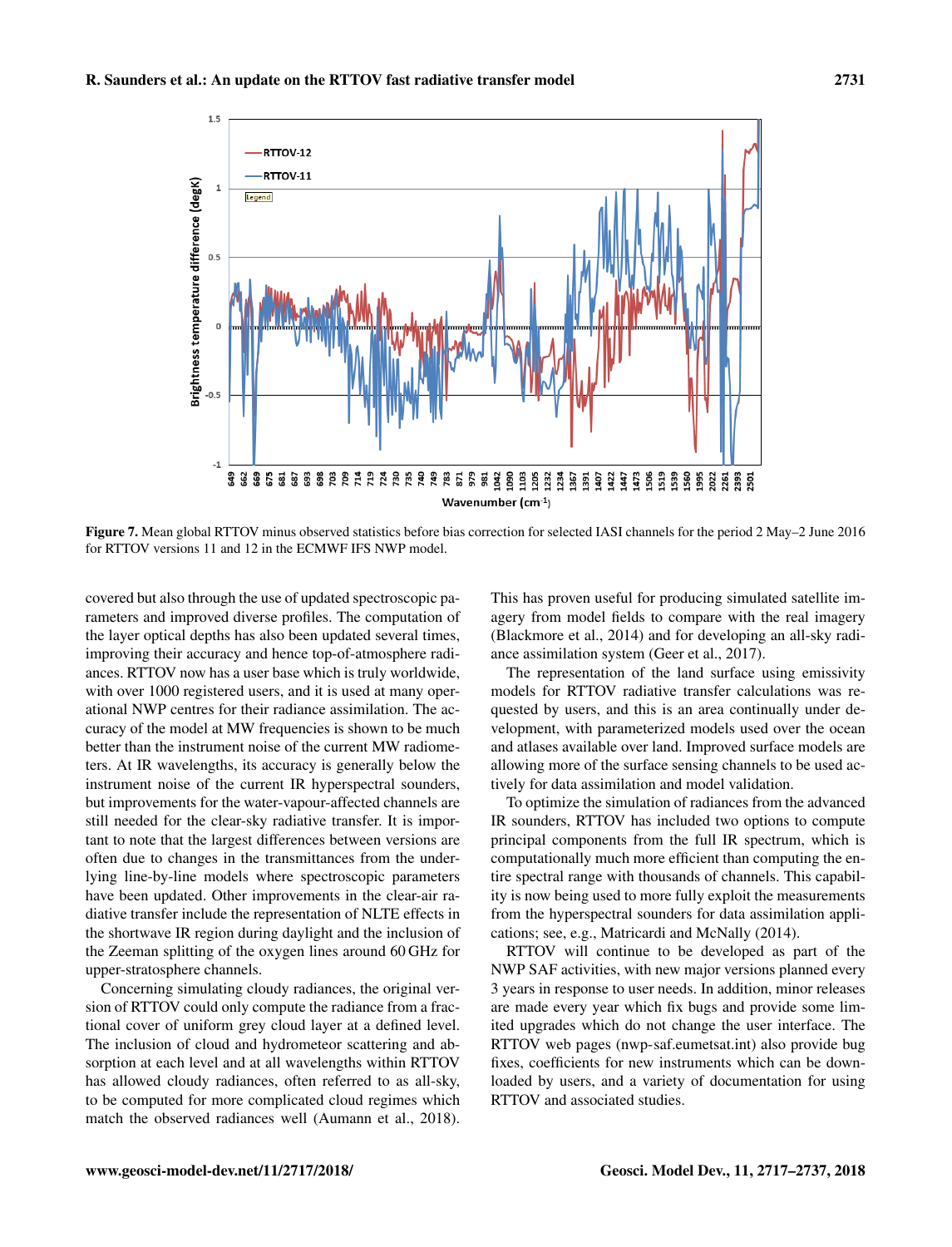Figure 7. Mean global RTTOV minus observed statistics before bias correction for selected IASI channels for the period 2 May–2 June 2016 for RTTOV versions 11 and 12 in the ECMWF IFS NWP model.

covered but also through the use of updated spectroscopic parameters and improved diverse profiles. The computation of the layer optical depths has also been updated several times, improving their accuracy and hence top-of-atmosphere radiances. RTTOV now has a user base which is truly worldwide, with over 1000 registered users, and it is used at many operational NWP centres for their radiance assimilation. The accuracy of the model at MW frequencies is shown to be much better than the instrument noise of the current MW radiometers. At IR wavelengths, its accuracy is generally below the instrument noise of the current IR hyperspectral sounders, but improvements for the water-vapour-affected channels are still needed for the clear-sky radiative transfer. It is important to note that the largest differences between versions are often due to changes in the transmittances from the underlying line-by-line models where spectroscopic parameters have been updated. Other improvements in the clear-air radiative transfer include the representation of NLTE effects in the shortwave IR region during daylight and the inclusion of the Zeeman splitting of the oxygen lines around 60 GHz for upper-stratosphere channels.

Concerning simulating cloudy radiances, the original version of RTTOV could only compute the radiance from a fractional cover of uniform grey cloud layer at a defined level. The inclusion of cloud and hydrometeor scattering and absorption at each level and at all wavelengths within RTTOV has allowed cloudy radiances, often referred to as all-sky, to be computed for more complicated cloud regimes which match the observed radiances well (Aumann et al., 2018). This has proven useful for producing simulated satellite imagery from model fields to compare with the real imagery (Blackmore et al., 2014) and for developing an all-sky radiance assimilation system (Geer et al., 2017).

The representation of the land surface using emissivity models for RTTOV radiative transfer calculations was requested by users, and this is an area continually under development, with parameterized models used over the ocean and atlases available over land. Improved surface models are allowing more of the surface sensing channels to be used actively for data assimilation and model validation.

To optimize the simulation of radiances from the advanced IR sounders, RTTOV has included two options to compute principal components from the full IR spectrum, which is computationally much more efficient than computing the entire spectral range with thousands of channels. This capability is now being used to more fully exploit the measurements from the hyperspectral sounders for data assimilation applications; see, e.g., Matricardi and McNally (2014).

RTTOV will continue to be developed as part of the NWP SAF activities, with new major versions planned every 3 years in response to user needs. In addition, minor releases are made every year which fix bugs and provide some limited upgrades which do not change the user interface. The RTTOV web pages (nwp-saf.eumetsat.int) also provide bug fixes, coefficients for new instruments which can be downloaded by users, and a variety of documentation for using RTTOV and associated studies.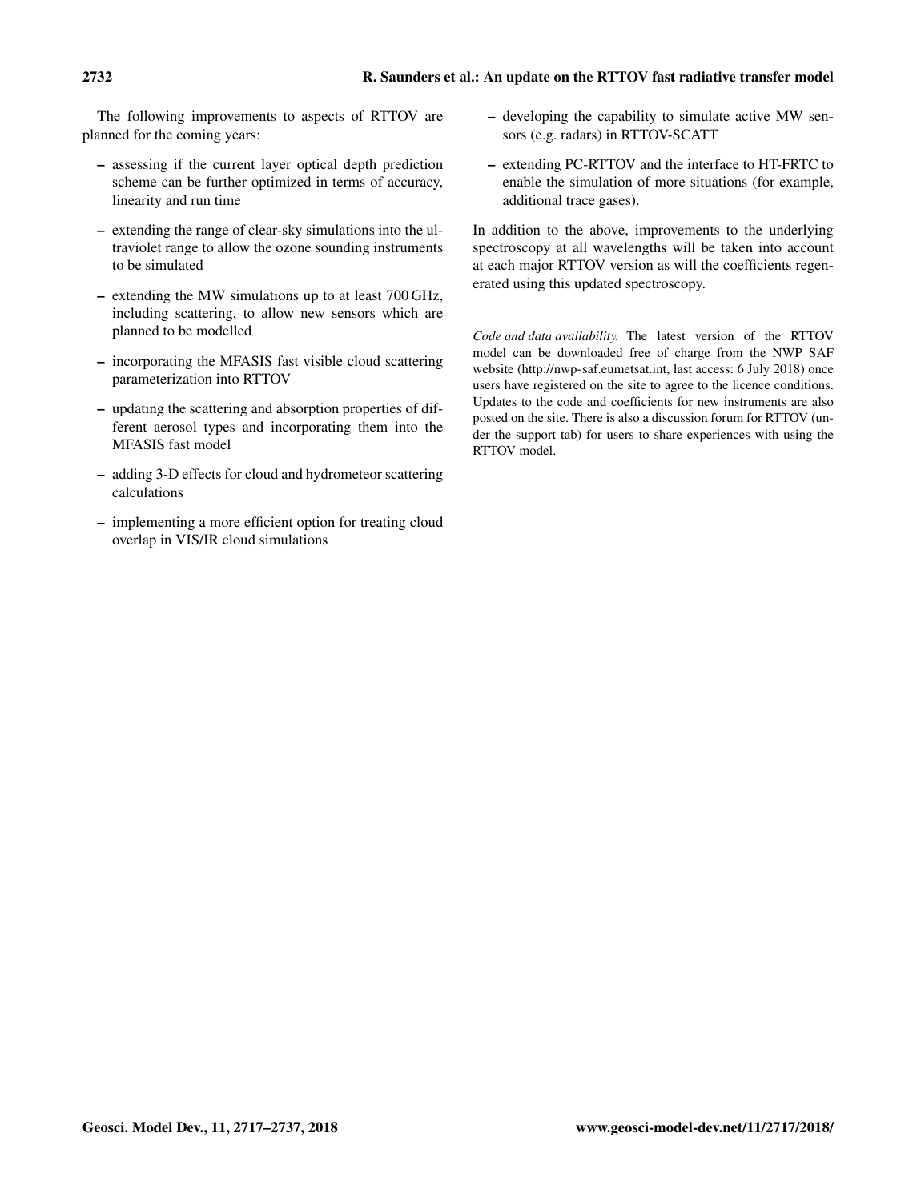The following improvements to aspects of RTTOV are planned for the coming years:

- assessing if the current layer optical depth prediction scheme can be further optimized in terms of accuracy, linearity and run time
- extending the range of clear-sky simulations into the ultraviolet range to allow the ozone sounding instruments to be simulated
- extending the MW simulations up to at least 700 GHz, including scattering, to allow new sensors which are planned to be modelled
- incorporating the MFASIS fast visible cloud scattering parameterization into RTTOV
- updating the scattering and absorption properties of different aerosol types and incorporating them into the MFASIS fast model
- adding 3-D effects for cloud and hydrometeor scattering calculations
- implementing a more efficient option for treating cloud overlap in VIS/IR cloud simulations
- developing the capability to simulate active MW sensors (e.g. radars) in RTTOV-SCATT
- extending PC-RTTOV and the interface to HT-FRTC to enable the simulation of more situations (for example, additional trace gases).

In addition to the above, improvements to the underlying spectroscopy at all wavelengths will be taken into account at each major RTTOV version as will the coefficients regenerated using this updated spectroscopy.

*Code and data availability.* The latest version of the RTTOV model can be downloaded free of charge from the NWP SAF website (http://nwp-saf.eumetsat.int, last access: 6 July 2018) once users have registered on the site to agree to the licence conditions. Updates to the code and coefficients for new instruments are also posted on the site. There is also a discussion forum for RTTOV (under the support tab) for users to share experiences with using the RTTOV model.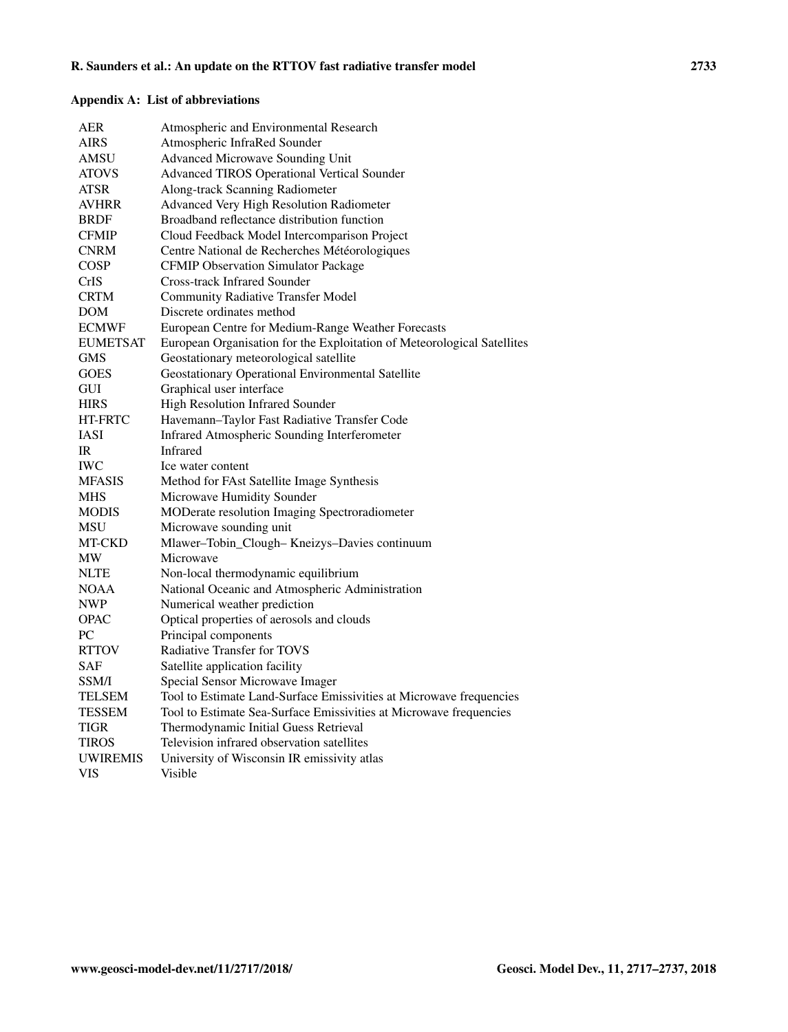## Appendix A: List of abbreviations

| | |
|---|---|
| AER | Atmospheric and Environmental Research |
| AIRS | Atmospheric InfraRed Sounder |
| AMSU | Advanced Microwave Sounding Unit |
| ATOVS | Advanced TIROS Operational Vertical Sounder |
| ATSR | Along-track Scanning Radiometer |
| AVHRR | Advanced Very High Resolution Radiometer |
| BRDF | Broadband reflectance distribution function |
| CFMIP | Cloud Feedback Model Intercomparison Project |
| CNRM | Centre National de Recherches Météorologiques |
| COSP | CFMIP Observation Simulator Package |
| CrIS | Cross-track Infrared Sounder |
| CRTM | Community Radiative Transfer Model |
| DOM | Discrete ordinates method |
| ECMWF | European Centre for Medium-Range Weather Forecasts |
| EUMETSAT | European Organisation for the Exploitation of Meteorological Satellites |
| GMS | Geostationary meteorological satellite |
| GOES | Geostationary Operational Environmental Satellite |
| GUI | Graphical user interface |
| HIRS | High Resolution Infrared Sounder |
| HT-FRTC | Havemann–Taylor Fast Radiative Transfer Code |
| IASI | Infrared Atmospheric Sounding Interferometer |
| IR | Infrared |
| IWC | Ice water content |
| MFASIS | Method for FAst Satellite Image Synthesis |
| MHS | Microwave Humidity Sounder |
| MODIS | MODerate resolution Imaging Spectroradiometer |
| MSU | Microwave sounding unit |
| MT-CKD | Mlawer–Tobin_Clough– Kneizys–Davies continuum |
| MW | Microwave |
| NLTE | Non-local thermodynamic equilibrium |
| NOAA | National Oceanic and Atmospheric Administration |
| NWP | Numerical weather prediction |
| OPAC | Optical properties of aerosols and clouds |
| PC | Principal components |
| RTTOV | Radiative Transfer for TOVS |
| SAF | Satellite application facility |
| SSM/I | Special Sensor Microwave Imager |
| TELSEM | Tool to Estimate Land-Surface Emissivities at Microwave frequencies |
| TESSEM | Tool to Estimate Sea-Surface Emissivities at Microwave frequencies |
| TIGR | Thermodynamic Initial Guess Retrieval |
| TIROS | Television infrared observation satellites |
| UWIREMIS | University of Wisconsin IR emissivity atlas |
| VIS | Visible |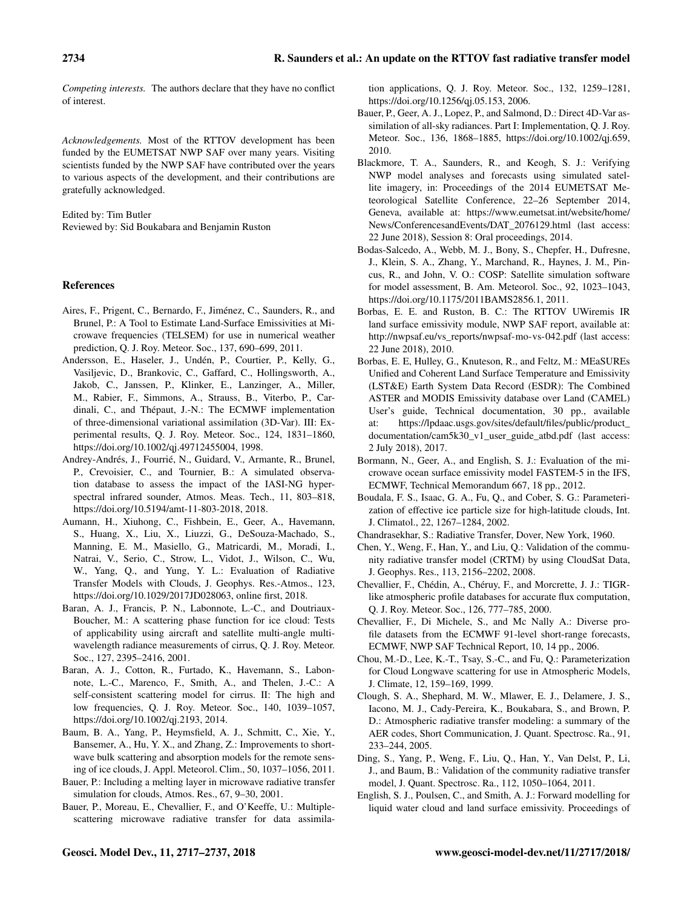*Competing interests.* The authors declare that they have no conflict of interest.

*Acknowledgements.* Most of the RTTOV development has been funded by the EUMETSAT NWP SAF over many years. Visiting scientists funded by the NWP SAF have contributed over the years to various aspects of the development, and their contributions are gratefully acknowledged.

Edited by: Tim Butler
Reviewed by: Sid Boukabara and Benjamin Ruston

## References

Aires, F., Prigent, C., Bernardo, F., Jiménez, C., Saunders, R., and Brunel, P.: A Tool to Estimate Land-Surface Emissivities at Microwave frequencies (TELSEM) for use in numerical weather prediction, Q. J. Roy. Meteor. Soc., 137, 690–699, 2011.

Andersson, E., Haseler, J., Undén, P., Courtier, P., Kelly, G., Vasiljevic, D., Brankovic, C., Gaffard, C., Hollingsworth, A., Jakob, C., Janssen, P., Klinker, E., Lanzinger, A., Miller, M., Rabier, F., Simmons, A., Strauss, B., Viterbo, P., Cardinali, C., and Thépaut, J.-N.: The ECMWF implementation of three-dimensional variational assimilation (3D-Var). III: Experimental results, Q. J. Roy. Meteor. Soc., 124, 1831–1860, https://doi.org/10.1002/qj.49712455004, 1998.

Andrey-Andrés, J., Fourrié, N., Guidard, V., Armante, R., Brunel, P., Crevoisier, C., and Tournier, B.: A simulated observation database to assess the impact of the IASI-NG hyperspectral infrared sounder, Atmos. Meas. Tech., 11, 803–818, https://doi.org/10.5194/amt-11-803-2018, 2018.

Aumann, H., Xiuhong, C., Fishbein, E., Geer, A., Havemann, S., Huang, X., Liu, X., Liuzzi, G., DeSouza-Machado, S., Manning, E. M., Masiello, G., Matricardi, M., Moradi, I., Natrai, V., Serio, C., Strow, L., Vidot, J., Wilson, C., Wu, W., Yang, Q., and Yung, Y. L.: Evaluation of Radiative Transfer Models with Clouds, J. Geophys. Res.-Atmos., 123, https://doi.org/10.1029/2017JD028063, online first, 2018.

Baran, A. J., Francis, P. N., Labonnote, L.-C., and Doutriaux-Boucher, M.: A scattering phase function for ice cloud: Tests of applicability using aircraft and satellite multi-angle multi-wavelength radiance measurements of cirrus, Q. J. Roy. Meteor. Soc., 127, 2395–2416, 2001.

Baran, A. J., Cotton, R., Furtado, K., Havemann, S., Labonnote, L.-C., Marenco, F., Smith, A., and Thelen, J.-C.: A self-consistent scattering model for cirrus. II: The high and low frequencies, Q. J. Roy. Meteor. Soc., 140, 1039–1057, https://doi.org/10.1002/qj.2193, 2014.

Baum, B. A., Yang, P., Heymsfield, A. J., Schmitt, C., Xie, Y., Bansemer, A., Hu, Y. X., and Zhang, Z.: Improvements to shortwave bulk scattering and absorption models for the remote sensing of ice clouds, J. Appl. Meteorol. Clim., 50, 1037–1056, 2011.

Bauer, P.: Including a melting layer in microwave radiative transfer simulation for clouds, Atmos. Res., 67, 9–30, 2001.

Bauer, P., Moreau, E., Chevallier, F., and O'Keeffe, U.: Multiple-scattering microwave radiative transfer for data assimilation applications, Q. J. Roy. Meteor. Soc., 132, 1259–1281, https://doi.org/10.1256/qj.05.153, 2006.

Bauer, P., Geer, A. J., Lopez, P., and Salmond, D.: Direct 4D-Var assimilation of all-sky radiances. Part I: Implementation, Q. J. Roy. Meteor. Soc., 136, 1868–1885, https://doi.org/10.1002/qj.659, 2010.

Blackmore, T. A., Saunders, R., and Keogh, S. J.: Verifying NWP model analyses and forecasts using simulated satellite imagery, in: Proceedings of the 2014 EUMETSAT Meteorological Satellite Conference, 22–26 September 2014, Geneva, available at: https://www.eumetsat.int/website/home/News/ConferencesandEvents/DAT_2076129.html (last access: 22 June 2018), Session 8: Oral proceedings, 2014.

Bodas-Salcedo, A., Webb, M. J., Bony, S., Chepfer, H., Dufresne, J., Klein, S. A., Zhang, Y., Marchand, R., Haynes, J. M., Pincus, R., and John, V. O.: COSP: Satellite simulation software for model assessment, B. Am. Meteorol. Soc., 92, 1023–1043, https://doi.org/10.1175/2011BAMS2856.1, 2011.

Borbas, E. E. and Ruston, B. C.: The RTTOV UWiremis IR land surface emissivity module, NWP SAF report, available at: http://nwpsaf.eu/vs_reports/nwpsaf-mo-vs-042.pdf (last access: 22 June 2018), 2010.

Borbas, E. E, Hulley, G., Knuteson, R., and Feltz, M.: MEaSUREs Unified and Coherent Land Surface Temperature and Emissivity (LST&E) Earth System Data Record (ESDR): The Combined ASTER and MODIS Emissivity database over Land (CAMEL) User's guide, Technical documentation, 30 pp., available at: https://lpdaac.usgs.gov/sites/default/files/public/product_documentation/cam5k30_v1_user_guide_atbd.pdf (last access: 2 July 2018), 2017.

Bormann, N., Geer, A., and English, S. J.: Evaluation of the microwave ocean surface emissivity model FASTEM-5 in the IFS, ECMWF, Technical Memorandum 667, 18 pp., 2012.

Boudala, F. S., Isaac, G. A., Fu, Q., and Cober, S. G.: Parameterization of effective ice particle size for high-latitude clouds, Int. J. Climatol., 22, 1267–1284, 2002.

Chandrasekhar, S.: Radiative Transfer, Dover, New York, 1960.

Chen, Y., Weng, F., Han, Y., and Liu, Q.: Validation of the community radiative transfer model (CRTM) by using CloudSat Data, J. Geophys. Res., 113, 2156–2202, 2008.

Chevallier, F., Chédin, A., Chéruy, F., and Morcrette, J. J.: TIGR-like atmospheric profile databases for accurate flux computation, Q. J. Roy. Meteor. Soc., 126, 777–785, 2000.

Chevallier, F., Di Michele, S., and Mc Nally A.: Diverse profile datasets from the ECMWF 91-level short-range forecasts, ECMWF, NWP SAF Technical Report, 10, 14 pp., 2006.

Chou, M.-D., Lee, K.-T., Tsay, S.-C., and Fu, Q.: Parameterization for Cloud Longwave scattering for use in Atmospheric Models, J. Climate, 12, 159–169, 1999.

Clough, S. A., Shephard, M. W., Mlawer, E. J., Delamere, J. S., Iacono, M. J., Cady-Pereira, K., Boukabara, S., and Brown, P. D.: Atmospheric radiative transfer modeling: a summary of the AER codes, Short Communication, J. Quant. Spectrosc. Ra., 91, 233–244, 2005.

Ding, S., Yang, P., Weng, F., Liu, Q., Han, Y., Van Delst, P., Li, J., and Baum, B.: Validation of the community radiative transfer model, J. Quant. Spectrosc. Ra., 112, 1050–1064, 2011.

English, S. J., Poulsen, C., and Smith, A. J.: Forward modelling for liquid water cloud and land surface emissivity. Proceedings of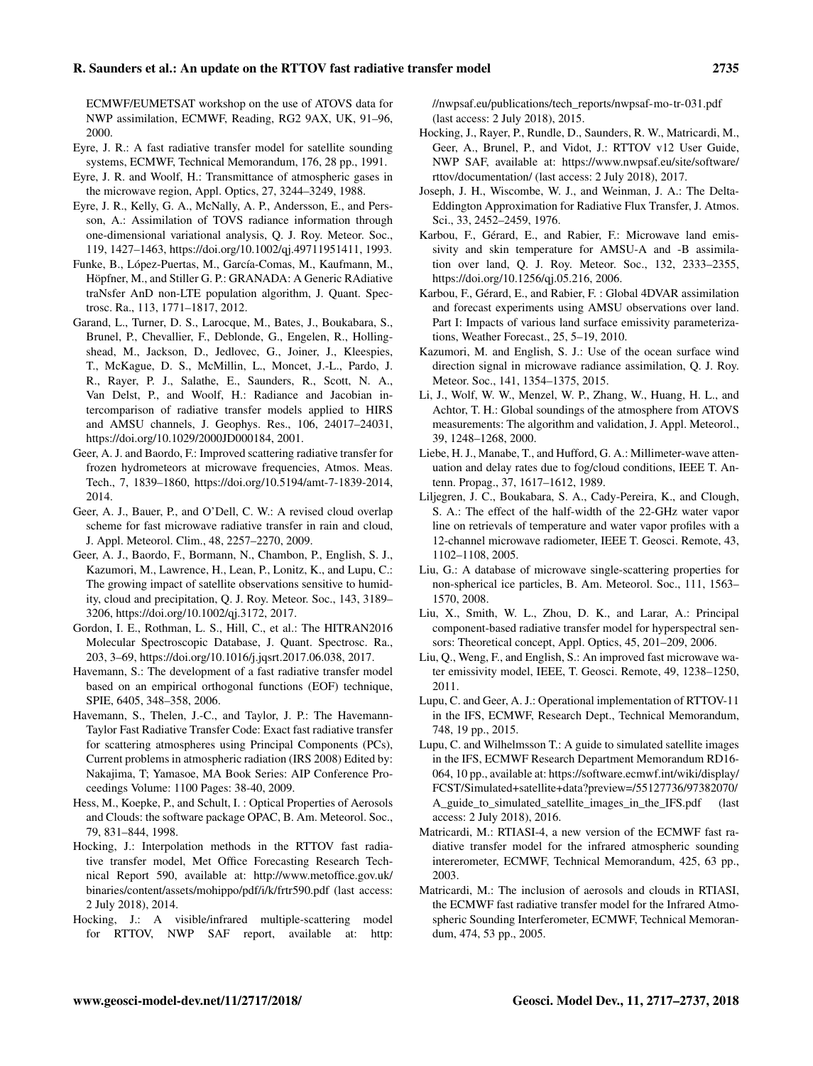ECMWF/EUMETSAT workshop on the use of ATOVS data for NWP assimilation, ECMWF, Reading, RG2 9AX, UK, 91–96, 2000.

Eyre, J. R.: A fast radiative transfer model for satellite sounding systems, ECMWF, Technical Memorandum, 176, 28 pp., 1991.

Eyre, J. R. and Woolf, H.: Transmittance of atmospheric gases in the microwave region, Appl. Optics, 27, 3244–3249, 1988.

Eyre, J. R., Kelly, G. A., McNally, A. P., Andersson, E., and Persson, A.: Assimilation of TOVS radiance information through one-dimensional variational analysis, Q. J. Roy. Meteor. Soc., 119, 1427–1463, https://doi.org/10.1002/qj.49711951411, 1993.

Funke, B., López-Puertas, M., García-Comas, M., Kaufmann, M., Höpfner, M., and Stiller G. P.: GRANADA: A Generic RAdiative traNsfer AnD non-LTE population algorithm, J. Quant. Spectrosc. Ra., 113, 1771–1817, 2012.

Garand, L., Turner, D. S., Larocque, M., Bates, J., Boukabara, S., Brunel, P., Chevallier, F., Deblonde, G., Engelen, R., Hollingshead, M., Jackson, D., Jedlovec, G., Joiner, J., Kleespies, T., McKague, D. S., McMillin, L., Moncet, J.-L., Pardo, J. R., Rayer, P. J., Salathe, E., Saunders, R., Scott, N. A., Van Delst, P., and Woolf, H.: Radiance and Jacobian intercomparison of radiative transfer models applied to HIRS and AMSU channels, J. Geophys. Res., 106, 24017–24031, https://doi.org/10.1029/2000JD000184, 2001.

Geer, A. J. and Baordo, F.: Improved scattering radiative transfer for frozen hydrometeors at microwave frequencies, Atmos. Meas. Tech., 7, 1839–1860, https://doi.org/10.5194/amt-7-1839-2014, 2014.

Geer, A. J., Bauer, P., and O'Dell, C. W.: A revised cloud overlap scheme for fast microwave radiative transfer in rain and cloud, J. Appl. Meteorol. Clim., 48, 2257–2270, 2009.

Geer, A. J., Baordo, F., Bormann, N., Chambon, P., English, S. J., Kazumori, M., Lawrence, H., Lean, P., Lonitz, K., and Lupu, C.: The growing impact of satellite observations sensitive to humidity, cloud and precipitation, Q. J. Roy. Meteor. Soc., 143, 3189–3206, https://doi.org/10.1002/qj.3172, 2017.

Gordon, I. E., Rothman, L. S., Hill, C., et al.: The HITRAN2016 Molecular Spectroscopic Database, J. Quant. Spectrosc. Ra., 203, 3–69, https://doi.org/10.1016/j.jqsrt.2017.06.038, 2017.

Havemann, S.: The development of a fast radiative transfer model based on an empirical orthogonal functions (EOF) technique, SPIE, 6405, 348–358, 2006.

Havemann, S., Thelen, J.-C., and Taylor, J. P.: The Havemann-Taylor Fast Radiative Transfer Code: Exact fast radiative transfer for scattering atmospheres using Principal Components (PCs), Current problems in atmospheric radiation (IRS 2008) Edited by: Nakajima, T; Yamasoe, MA Book Series: AIP Conference Proceedings Volume: 1100 Pages: 38-40, 2009.

Hess, M., Koepke, P., and Schult, I. : Optical Properties of Aerosols and Clouds: the software package OPAC, B. Am. Meteorol. Soc., 79, 831–844, 1998.

Hocking, J.: Interpolation methods in the RTTOV fast radiative transfer model, Met Office Forecasting Research Technical Report 590, available at: http://www.metoffice.gov.uk/binaries/content/assets/mohippo/pdf/i/k/frtr590.pdf (last access: 2 July 2018), 2014.

Hocking, J.: A visible/infrared multiple-scattering model for RTTOV, NWP SAF report, available at: http://nwpsaf.eu/publications/tech_reports/nwpsaf-mo-tr-031.pdf (last access: 2 July 2018), 2015.

Hocking, J., Rayer, P., Rundle, D., Saunders, R. W., Matricardi, M., Geer, A., Brunel, P., and Vidot, J.: RTTOV v12 User Guide, NWP SAF, available at: https://www.nwpsaf.eu/site/software/rttov/documentation/ (last access: 2 July 2018), 2017.

Joseph, J. H., Wiscombe, W. J., and Weinman, J. A.: The Delta-Eddington Approximation for Radiative Flux Transfer, J. Atmos. Sci., 33, 2452–2459, 1976.

Karbou, F., Gérard, E., and Rabier, F.: Microwave land emissivity and skin temperature for AMSU-A and -B assimilation over land, Q. J. Roy. Meteor. Soc., 132, 2333–2355, https://doi.org/10.1256/qj.05.216, 2006.

Karbou, F., Gérard, E., and Rabier, F. : Global 4DVAR assimilation and forecast experiments using AMSU observations over land. Part I: Impacts of various land surface emissivity parameterizations, Weather Forecast., 25, 5–19, 2010.

Kazumori, M. and English, S. J.: Use of the ocean surface wind direction signal in microwave radiance assimilation, Q. J. Roy. Meteor. Soc., 141, 1354–1375, 2015.

Li, J., Wolf, W. W., Menzel, W. P., Zhang, W., Huang, H. L., and Achtor, T. H.: Global soundings of the atmosphere from ATOVS measurements: The algorithm and validation, J. Appl. Meteorol., 39, 1248–1268, 2000.

Liebe, H. J., Manabe, T., and Hufford, G. A.: Millimeter-wave attenuation and delay rates due to fog/cloud conditions, IEEE T. Antenn. Propag., 37, 1617–1612, 1989.

Liljegren, J. C., Boukabara, S. A., Cady-Pereira, K., and Clough, S. A.: The effect of the half-width of the 22-GHz water vapor line on retrievals of temperature and water vapor profiles with a 12-channel microwave radiometer, IEEE T. Geosci. Remote, 43, 1102–1108, 2005.

Liu, G.: A database of microwave single-scattering properties for non-spherical ice particles, B. Am. Meteorol. Soc., 111, 1563–1570, 2008.

Liu, X., Smith, W. L., Zhou, D. K., and Larar, A.: Principal component-based radiative transfer model for hyperspectral sensors: Theoretical concept, Appl. Optics, 45, 201–209, 2006.

Liu, Q., Weng, F., and English, S.: An improved fast microwave water emissivity model, IEEE, T. Geosci. Remote, 49, 1238–1250, 2011.

Lupu, C. and Geer, A. J.: Operational implementation of RTTOV-11 in the IFS, ECMWF, Research Dept., Technical Memorandum, 748, 19 pp., 2015.

Lupu, C. and Wilhelmsson T.: A guide to simulated satellite images in the IFS, ECMWF Research Department Memorandum RD16-064, 10 pp., available at: https://software.ecmwf.int/wiki/display/FCST/Simulated+satellite+data?preview=/55127736/97382070/A_guide_to_simulated_satellite_images_in_the_IFS.pdf (last access: 2 July 2018), 2016.

Matricardi, M.: RTIASI-4, a new version of the ECMWF fast radiative transfer model for the infrared atmospheric sounding intereromete, ECMWF, Technical Memorandum, 425, 63 pp., 2003.

Matricardi, M.: The inclusion of aerosols and clouds in RTIASI, the ECMWF fast radiative transfer model for the Infrared Atmospheric Sounding Interferometer, ECMWF, Technical Memorandum, 474, 53 pp., 2005.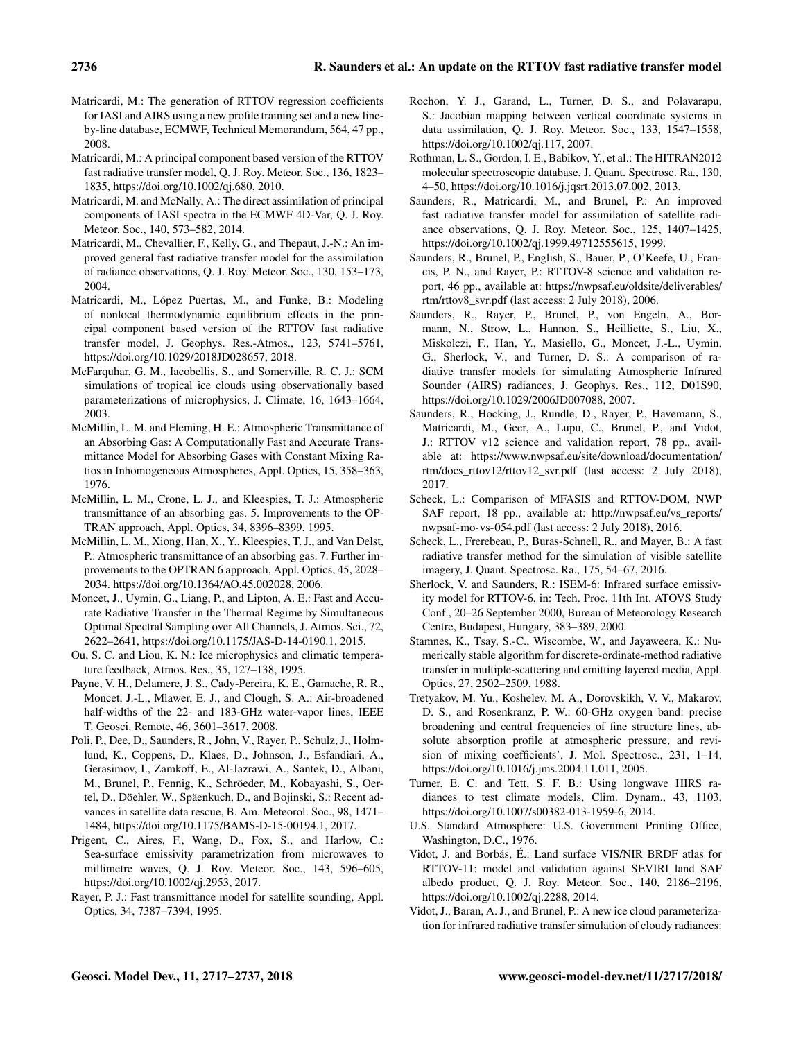Matricardi, M.: The generation of RTTOV regression coefficients for IASI and AIRS using a new profile training set and a new line-by-line database, ECMWF, Technical Memorandum, 564, 47 pp., 2008.

Matricardi, M.: A principal component based version of the RTTOV fast radiative transfer model, Q. J. Roy. Meteor. Soc., 136, 1823–1835, https://doi.org/10.1002/qj.680, 2010.

Matricardi, M. and McNally, A.: The direct assimilation of principal components of IASI spectra in the ECMWF 4D-Var, Q. J. Roy. Meteor. Soc., 140, 573–582, 2014.

Matricardi, M., Chevallier, F., Kelly, G., and Thepaut, J.-N.: An improved general fast radiative transfer model for the assimilation of radiance observations, Q. J. Roy. Meteor. Soc., 130, 153–173, 2004.

Matricardi, M., López Puertas, M., and Funke, B.: Modeling of nonlocal thermodynamic equilibrium effects in the principal component based version of the RTTOV fast radiative transfer model, J. Geophys. Res.-Atmos., 123, 5741–5761, https://doi.org/10.1029/2018JD028657, 2018.

McFarquhar, G. M., Iacobellis, S., and Somerville, R. C. J.: SCM simulations of tropical ice clouds using observationally based parameterizations of microphysics, J. Climate, 16, 1643–1664, 2003.

McMillin, L. M. and Fleming, H. E.: Atmospheric Transmittance of an Absorbing Gas: A Computationally Fast and Accurate Transmittance Model for Absorbing Gases with Constant Mixing Ratios in Inhomogeneous Atmospheres, Appl. Optics, 15, 358–363, 1976.

McMillin, L. M., Crone, L. J., and Kleespies, T. J.: Atmospheric transmittance of an absorbing gas. 5. Improvements to the OPTRAN approach, Appl. Optics, 34, 8396–8399, 1995.

McMillin, L. M., Xiong, Han, X., Y., Kleespies, T. J., and Van Delst, P.: Atmospheric transmittance of an absorbing gas. 7. Further improvements to the OPTRAN 6 approach, Appl. Optics, 45, 2028–2034. https://doi.org/10.1364/AO.45.002028, 2006.

Moncet, J., Uymin, G., Liang, P., and Lipton, A. E.: Fast and Accurate Radiative Transfer in the Thermal Regime by Simultaneous Optimal Spectral Sampling over All Channels, J. Atmos. Sci., 72, 2622–2641, https://doi.org/10.1175/JAS-D-14-0190.1, 2015.

Ou, S. C. and Liou, K. N.: Ice microphysics and climatic temperature feedback, Atmos. Res., 35, 127–138, 1995.

Payne, V. H., Delamere, J. S., Cady-Pereira, K. E., Gamache, R. R., Moncet, J.-L., Mlawer, E. J., and Clough, S. A.: Air-broadened half-widths of the 22- and 183-GHz water-vapor lines, IEEE T. Geosci. Remote, 46, 3601–3617, 2008.

Poli, P., Dee, D., Saunders, R., John, V., Rayer, P., Schulz, J., Holmlund, K., Coppens, D., Klaes, D., Johnson, J., Esfandiari, A., Gerasimov, I., Zamkoff, E., Al-Jazrawi, A., Santek, D., Albani, M., Brunel, P., Fennig, K., Schröeder, M., Kobayashi, S., Oertel, D., Döehler, W., Späenkuch, D., and Bojinski, S.: Recent advances in satellite data rescue, B. Am. Meteorol. Soc., 98, 1471–1484, https://doi.org/10.1175/BAMS-D-15-00194.1, 2017.

Prigent, C., Aires, F., Wang, D., Fox, S., and Harlow, C.: Sea-surface emissivity parametrization from microwaves to millimetre waves, Q. J. Roy. Meteor. Soc., 143, 596–605, https://doi.org/10.1002/qj.2953, 2017.

Rayer, P. J.: Fast transmittance model for satellite sounding, Appl. Optics, 34, 7387–7394, 1995.

Rochon, Y. J., Garand, L., Turner, D. S., and Polavarapu, S.: Jacobian mapping between vertical coordinate systems in data assimilation, Q. J. Roy. Meteor. Soc., 133, 1547–1558, https://doi.org/10.1002/qj.117, 2007.

Rothman, L. S., Gordon, I. E., Babikov, Y., et al.: The HITRAN2012 molecular spectroscopic database, J. Quant. Spectrosc. Ra., 130, 4–50, https://doi.org/10.1016/j.jqsrt.2013.07.002, 2013.

Saunders, R., Matricardi, M., and Brunel, P.: An improved fast radiative transfer model for assimilation of satellite radiance observations, Q. J. Roy. Meteor. Soc., 125, 1407–1425, https://doi.org/10.1002/qj.1999.49712555615, 1999.

Saunders, R., Brunel, P., English, S., Bauer, P., O'Keefe, U., Francis, P. N., and Rayer, P.: RTTOV-8 science and validation report, 46 pp., available at: https://nwpsaf.eu/oldsite/deliverables/rtm/rttov8_svr.pdf (last access: 2 July 2018), 2006.

Saunders, R., Rayer, P., Brunel, P., von Engeln, A., Bormann, N., Strow, L., Hannon, S., Heilliette, S., Liu, X., Miskolczi, F., Han, Y., Masiello, G., Moncet, J.-L., Uymin, G., Sherlock, V., and Turner, D. S.: A comparison of radiative transfer models for simulating Atmospheric Infrared Sounder (AIRS) radiances, J. Geophys. Res., 112, D01S90, https://doi.org/10.1029/2006JD007088, 2007.

Saunders, R., Hocking, J., Rundle, D., Rayer, P., Havemann, S., Matricardi, M., Geer, A., Lupu, C., Brunel, P., and Vidot, J.: RTTOV v12 science and validation report, 78 pp., available at: https://www.nwpsaf.eu/site/download/documentation/rtm/docs_rttov12/rttov12_svr.pdf (last access: 2 July 2018), 2017.

Scheck, L.: Comparison of MFASIS and RTTOV-DOM, NWP SAF report, 18 pp., available at: http://nwpsaf.eu/vs_reports/nwpsaf-mo-vs-054.pdf (last access: 2 July 2018), 2016.

Scheck, L., Frerebeau, P., Buras-Schnell, R., and Mayer, B.: A fast radiative transfer method for the simulation of visible satellite imagery, J. Quant. Spectrosc. Ra., 175, 54–67, 2016.

Sherlock, V. and Saunders, R.: ISEM-6: Infrared surface emissivity model for RTTOV-6, in: Tech. Proc. 11th Int. ATOVS Study Conf., 20–26 September 2000, Bureau of Meteorology Research Centre, Budapest, Hungary, 383–389, 2000.

Stamnes, K., Tsay, S.-C., Wiscombe, W., and Jayaweera, K.: Numerically stable algorithm for discrete-ordinate-method radiative transfer in multiple-scattering and emitting layered media, Appl. Optics, 27, 2502–2509, 1988.

Tretyakov, M. Yu., Koshelev, M. A., Dorovskikh, V. V., Makarov, D. S., and Rosenkranz, P. W.: 60-GHz oxygen band: precise broadening and central frequencies of fine structure lines, absolute absorption profile at atmospheric pressure, and revision of mixing coefficients', J. Mol. Spectrosc., 231, 1–14, https://doi.org/10.1016/j.jms.2004.11.011, 2005.

Turner, E. C. and Tett, S. F. B.: Using longwave HIRS radiances to test climate models, Clim. Dynam., 43, 1103, https://doi.org/10.1007/s00382-013-1959-6, 2014.

U.S. Standard Atmosphere: U.S. Government Printing Office, Washington, D.C., 1976.

Vidot, J. and Borbás, É.: Land surface VIS/NIR BRDF atlas for RTTOV-11: model and validation against SEVIRI land SAF albedo product, Q. J. Roy. Meteor. Soc., 140, 2186–2196, https://doi.org/10.1002/qj.2288, 2014.

Vidot, J., Baran, A. J., and Brunel, P.: A new ice cloud parameterization for infrared radiative transfer simulation of cloudy radiances: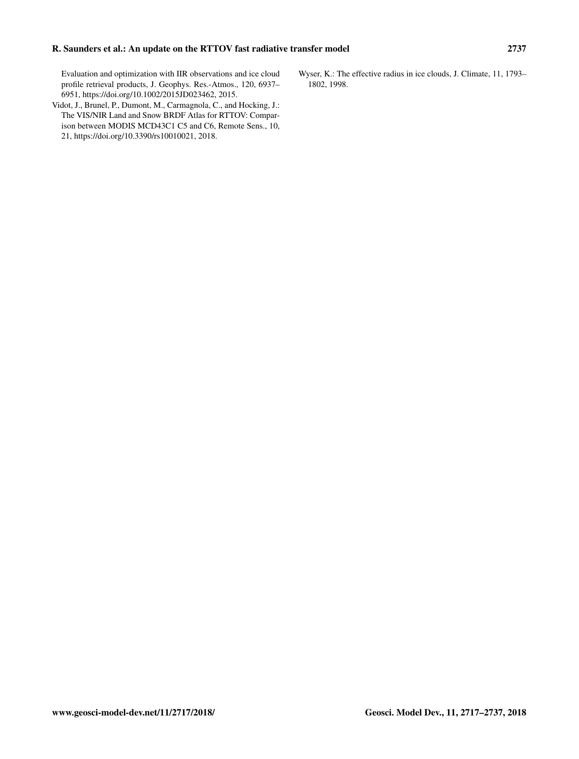Evaluation and optimization with IIR observations and ice cloud profile retrieval products, J. Geophys. Res.-Atmos., 120, 6937–6951, https://doi.org/10.1002/2015JD023462, 2015.

Vidot, J., Brunel, P., Dumont, M., Carmagnola, C., and Hocking, J.: The VIS/NIR Land and Snow BRDF Atlas for RTTOV: Comparison between MODIS MCD43C1 C5 and C6, Remote Sens., 10, 21, https://doi.org/10.3390/rs10010021, 2018.

Wyser, K.: The effective radius in ice clouds, J. Climate, 11, 1793–1802, 1998.